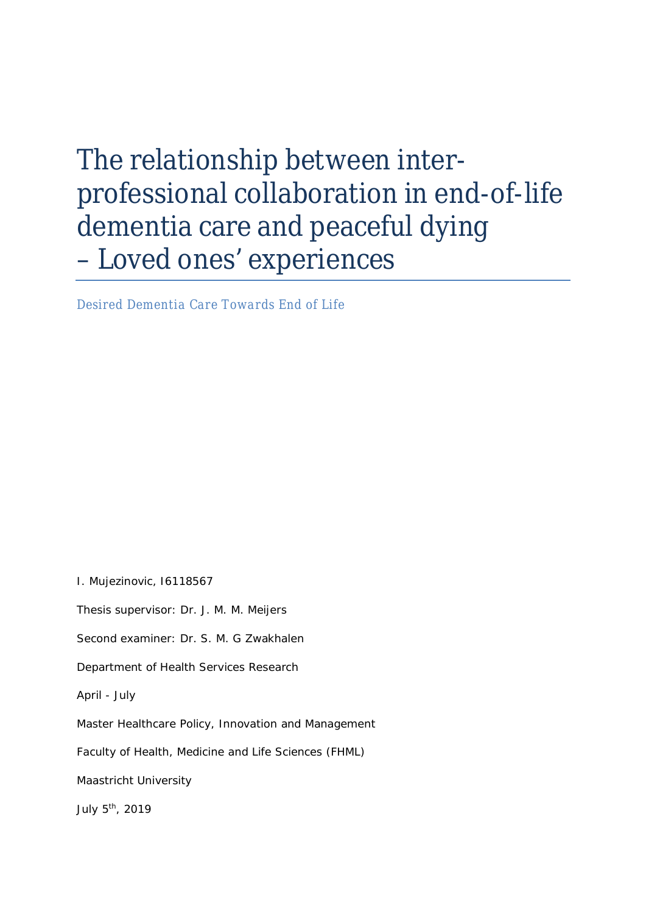# The relationship between inter-professional collaboration in end-of-life dementia care and peaceful dying – Loved ones' experiences

Desired Dementia Care Towards End of Life

I. Mujezinovic, I6118567

Thesis supervisor: Dr. J. M. M. Meijers

Second examiner: Dr. S. M. G Zwakhalen

Department of Health Services Research

April - July

Master Healthcare Policy, Innovation and Management

Faculty of Health, Medicine and Life Sciences (FHML)

Maastricht University

July 5th, 2019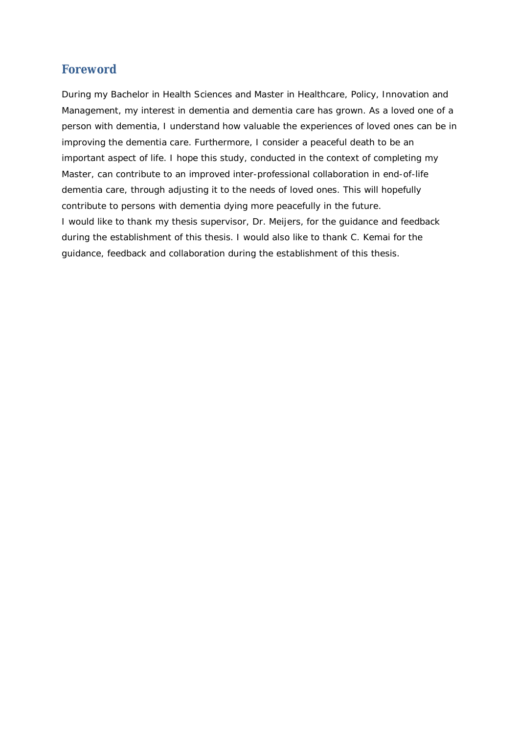## Foreword

During my Bachelor in Health Sciences and Master in Healthcare, Policy, Innovation and Management, my interest in dementia and dementia care has grown. As a loved one of a person with dementia, I understand how valuable the experiences of loved ones can be in improving the dementia care. Furthermore, I consider a peaceful death to be an important aspect of life. I hope this study, conducted in the context of completing my Master, can contribute to an improved inter-professional collaboration in end-of-life dementia care, through adjusting it to the needs of loved ones. This will hopefully contribute to persons with dementia dying more peacefully in the future.
I would like to thank my thesis supervisor, Dr. Meijers, for the guidance and feedback during the establishment of this thesis. I would also like to thank C. Kemai for the guidance, feedback and collaboration during the establishment of this thesis.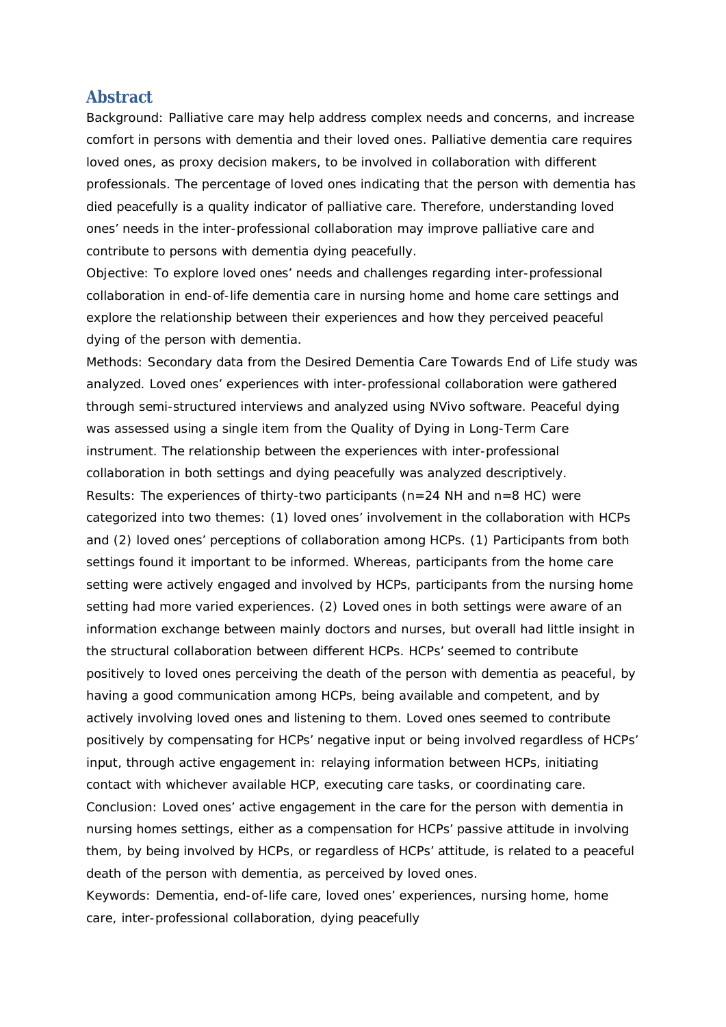## Abstract

Background: Palliative care may help address complex needs and concerns, and increase comfort in persons with dementia and their loved ones. Palliative dementia care requires loved ones, as proxy decision makers, to be involved in collaboration with different professionals. The percentage of loved ones indicating that the person with dementia has died peacefully is a quality indicator of palliative care. Therefore, understanding loved ones' needs in the inter-professional collaboration may improve palliative care and contribute to persons with dementia dying peacefully.

Objective: To explore loved ones' needs and challenges regarding inter-professional collaboration in end-of-life dementia care in nursing home and home care settings and explore the relationship between their experiences and how they perceived peaceful dying of the person with dementia.

Methods: Secondary data from the Desired Dementia Care Towards End of Life study was analyzed. Loved ones' experiences with inter-professional collaboration were gathered through semi-structured interviews and analyzed using NVivo software. Peaceful dying was assessed using a single item from the Quality of Dying in Long-Term Care instrument. The relationship between the experiences with inter-professional collaboration in both settings and dying peacefully was analyzed descriptively.

Results: The experiences of thirty-two participants (n=24 NH and n=8 HC) were categorized into two themes: (1) loved ones' involvement in the collaboration with HCPs and (2) loved ones' perceptions of collaboration among HCPs. (1) Participants from both settings found it important to be informed. Whereas, participants from the home care setting were actively engaged and involved by HCPs, participants from the nursing home setting had more varied experiences. (2) Loved ones in both settings were aware of an information exchange between mainly doctors and nurses, but overall had little insight in the structural collaboration between different HCPs. HCPs' seemed to contribute positively to loved ones perceiving the death of the person with dementia as peaceful, by having a good communication among HCPs, being available and competent, and by actively involving loved ones and listening to them. Loved ones seemed to contribute positively by compensating for HCPs' negative input or being involved regardless of HCPs' input, through active engagement in: relaying information between HCPs, initiating contact with whichever available HCP, executing care tasks, or coordinating care.

Conclusion: Loved ones' active engagement in the care for the person with dementia in nursing homes settings, either as a compensation for HCPs' passive attitude in involving them, by being involved by HCPs, or regardless of HCPs' attitude, is related to a peaceful death of the person with dementia, as perceived by loved ones.

Keywords: Dementia, end-of-life care, loved ones' experiences, nursing home, home care, inter-professional collaboration, dying peacefully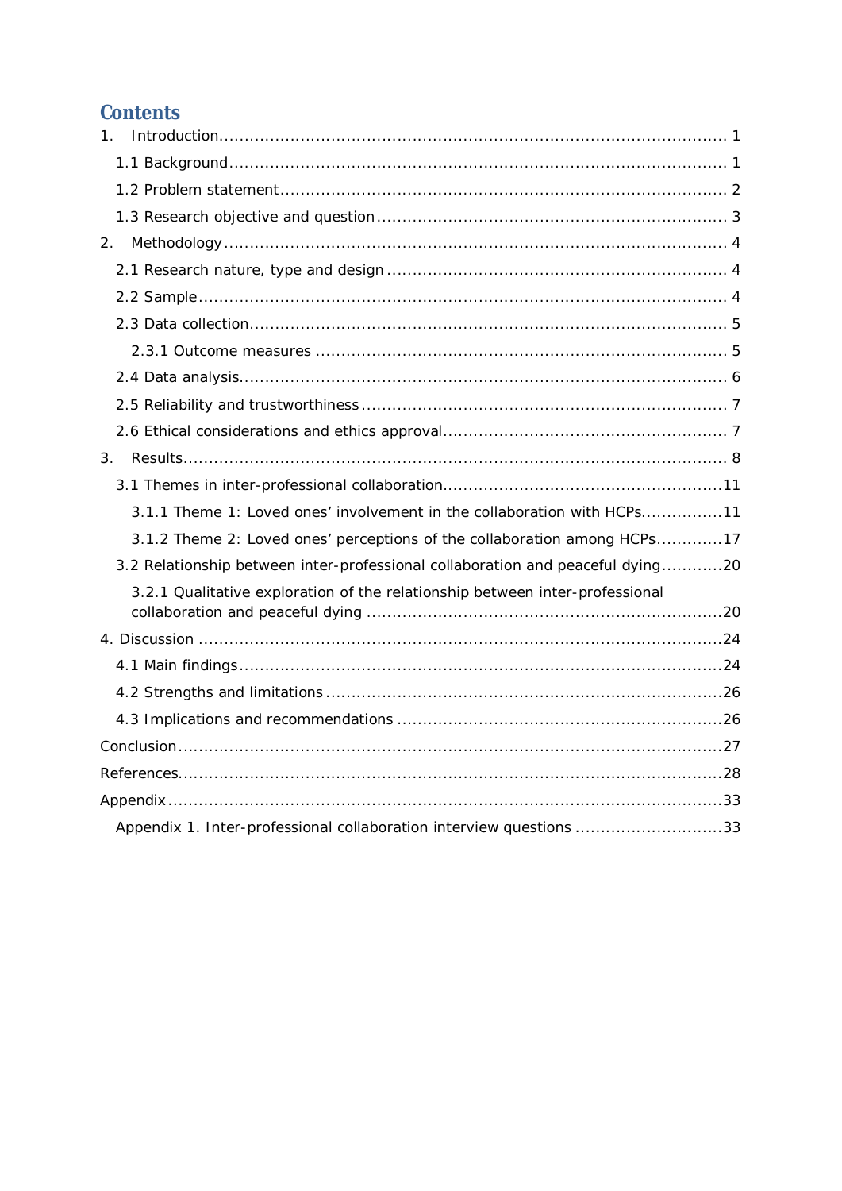# Contents

1. Introduction ........................................................................................................ 1
   - 1.1 Background ........................................................................................................ 1
   - 1.2 Problem statement ........................................................................................................ 2
   - 1.3 Research objective and question ........................................................................................................ 3
2. Methodology ........................................................................................................ 4
   - 2.1 Research nature, type and design ........................................................................................................ 4
   - 2.2 Sample ........................................................................................................ 4
   - 2.3 Data collection ........................................................................................................ 5
     - 2.3.1 Outcome measures ........................................................................................................ 5
   - 2.4 Data analysis ........................................................................................................ 6
   - 2.5 Reliability and trustworthiness ........................................................................................................ 7
   - 2.6 Ethical considerations and ethics approval ........................................................................................................ 7
3. Results ........................................................................................................ 8
   - 3.1 Themes in inter-professional collaboration ........................................................................................................ 11
     - 3.1.1 Theme 1: Loved ones' involvement in the collaboration with HCPs ........................................................................................................ 11
     - 3.1.2 Theme 2: Loved ones' perceptions of the collaboration among HCPs ........................................................................................................ 17
   - 3.2 Relationship between inter-professional collaboration and peaceful dying ........................................................................................................ 20
     - 3.2.1 Qualitative exploration of the relationship between inter-professional collaboration and peaceful dying ........................................................................................................ 20
4. Discussion ........................................................................................................ 24
   - 4.1 Main findings ........................................................................................................ 24
   - 4.2 Strengths and limitations ........................................................................................................ 26
   - 4.3 Implications and recommendations ........................................................................................................ 26

Conclusion ........................................................................................................ 27

References ........................................................................................................ 28

Appendix ........................................................................................................ 33

- Appendix 1. Inter-professional collaboration interview questions ........................................................................................................ 33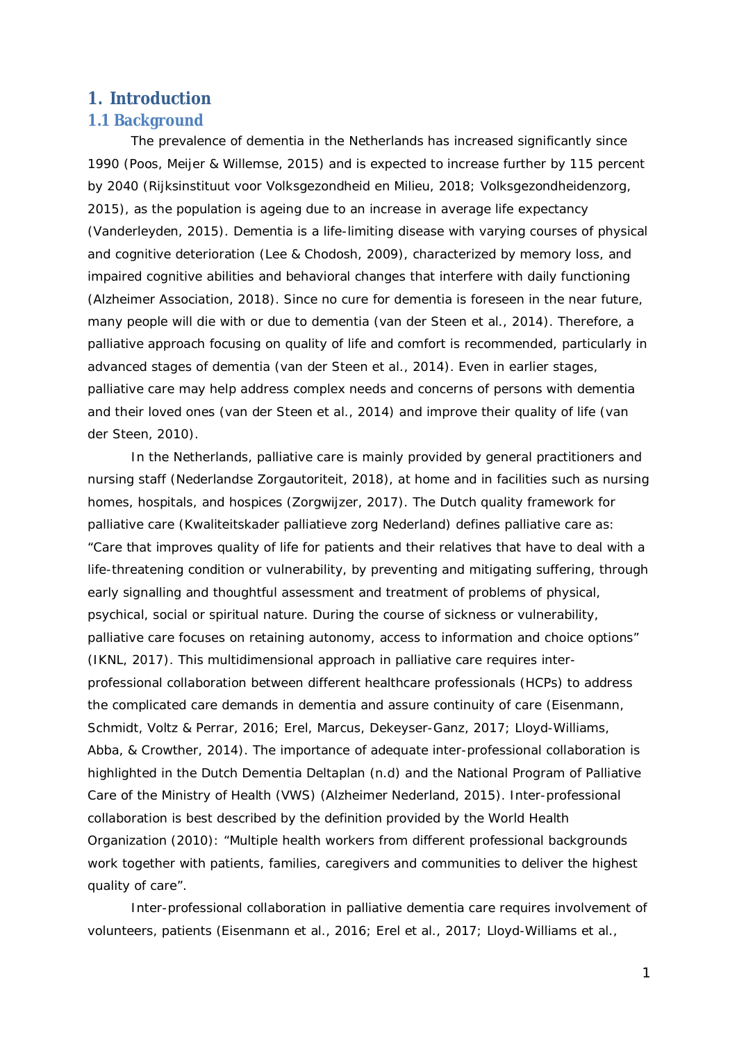# 1. Introduction

## 1.1 Background

The prevalence of dementia in the Netherlands has increased significantly since 1990 (Poos, Meijer & Willemse, 2015) and is expected to increase further by 115 percent by 2040 (Rijksinstituut voor Volksgezondheid en Milieu, 2018; Volksgezondheidenzorg, 2015), as the population is ageing due to an increase in average life expectancy (Vanderleyden, 2015). Dementia is a life-limiting disease with varying courses of physical and cognitive deterioration (Lee & Chodosh, 2009), characterized by memory loss, and impaired cognitive abilities and behavioral changes that interfere with daily functioning (Alzheimer Association, 2018). Since no cure for dementia is foreseen in the near future, many people will die with or due to dementia (van der Steen et al., 2014). Therefore, a palliative approach focusing on quality of life and comfort is recommended, particularly in advanced stages of dementia (van der Steen et al., 2014). Even in earlier stages, palliative care may help address complex needs and concerns of persons with dementia and their loved ones (van der Steen et al., 2014) and improve their quality of life (van der Steen, 2010).

In the Netherlands, palliative care is mainly provided by general practitioners and nursing staff (Nederlandse Zorgautoriteit, 2018), at home and in facilities such as nursing homes, hospitals, and hospices (Zorgwijzer, 2017). The Dutch quality framework for palliative care (Kwaliteitskader palliatieve zorg Nederland) defines palliative care as: "Care that improves quality of life for patients and their relatives that have to deal with a life-threatening condition or vulnerability, by preventing and mitigating suffering, through early signalling and thoughtful assessment and treatment of problems of physical, psychical, social or spiritual nature. During the course of sickness or vulnerability, palliative care focuses on retaining autonomy, access to information and choice options" (IKNL, 2017). This multidimensional approach in palliative care requires inter-professional collaboration between different healthcare professionals (HCPs) to address the complicated care demands in dementia and assure continuity of care (Eisenmann, Schmidt, Voltz & Perrar, 2016; Erel, Marcus, Dekeyser-Ganz, 2017; Lloyd-Williams, Abba, & Crowther, 2014). The importance of adequate inter-professional collaboration is highlighted in the Dutch Dementia Deltaplan (n.d) and the National Program of Palliative Care of the Ministry of Health (VWS) (Alzheimer Nederland, 2015). Inter-professional collaboration is best described by the definition provided by the World Health Organization (2010): "Multiple health workers from different professional backgrounds work together with patients, families, caregivers and communities to deliver the highest quality of care".

Inter-professional collaboration in palliative dementia care requires involvement of volunteers, patients (Eisenmann et al., 2016; Erel et al., 2017; Lloyd-Williams et al.,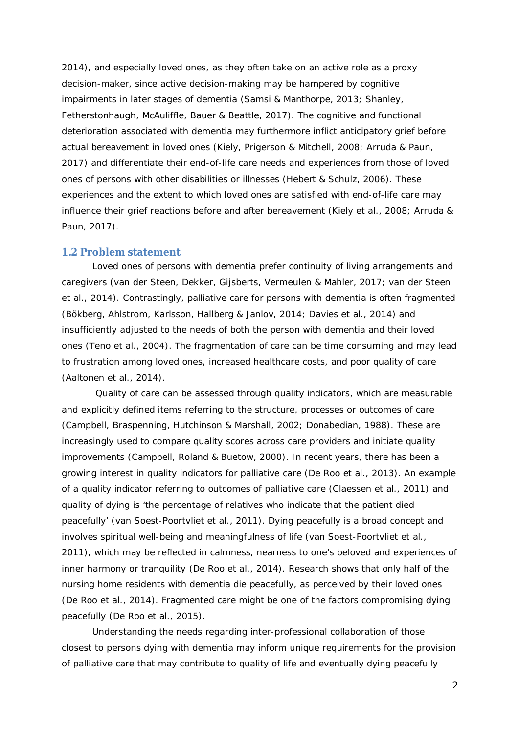2014), and especially loved ones, as they often take on an active role as a proxy decision-maker, since active decision-making may be hampered by cognitive impairments in later stages of dementia (Samsi & Manthorpe, 2013; Shanley, Fetherstonhaugh, McAuliffle, Bauer & Beattle, 2017). The cognitive and functional deterioration associated with dementia may furthermore inflict anticipatory grief before actual bereavement in loved ones (Kiely, Prigerson & Mitchell, 2008; Arruda & Paun, 2017) and differentiate their end-of-life care needs and experiences from those of loved ones of persons with other disabilities or illnesses (Hebert & Schulz, 2006). These experiences and the extent to which loved ones are satisfied with end-of-life care may influence their grief reactions before and after bereavement (Kiely et al., 2008; Arruda & Paun, 2017).

## 1.2 Problem statement

Loved ones of persons with dementia prefer continuity of living arrangements and caregivers (van der Steen, Dekker, Gijsberts, Vermeulen & Mahler, 2017; van der Steen et al., 2014). Contrastingly, palliative care for persons with dementia is often fragmented (Bökberg, Ahlstrom, Karlsson, Hallberg & Janlov, 2014; Davies et al., 2014) and insufficiently adjusted to the needs of both the person with dementia and their loved ones (Teno et al., 2004). The fragmentation of care can be time consuming and may lead to frustration among loved ones, increased healthcare costs, and poor quality of care (Aaltonen et al., 2014).

Quality of care can be assessed through quality indicators, which are measurable and explicitly defined items referring to the structure, processes or outcomes of care (Campbell, Braspenning, Hutchinson & Marshall, 2002; Donabedian, 1988). These are increasingly used to compare quality scores across care providers and initiate quality improvements (Campbell, Roland & Buetow, 2000). In recent years, there has been a growing interest in quality indicators for palliative care (De Roo et al., 2013). An example of a quality indicator referring to outcomes of palliative care (Claessen et al., 2011) and quality of dying is 'the percentage of relatives who indicate that the patient died peacefully' (van Soest-Poortvliet et al., 2011). Dying peacefully is a broad concept and involves spiritual well-being and meaningfulness of life (van Soest-Poortvliet et al., 2011), which may be reflected in calmness, nearness to one's beloved and experiences of inner harmony or tranquility (De Roo et al., 2014). Research shows that only half of the nursing home residents with dementia die peacefully, as perceived by their loved ones (De Roo et al., 2014). Fragmented care might be one of the factors compromising dying peacefully (De Roo et al., 2015).

Understanding the needs regarding inter-professional collaboration of those closest to persons dying with dementia may inform unique requirements for the provision of palliative care that may contribute to quality of life and eventually dying peacefully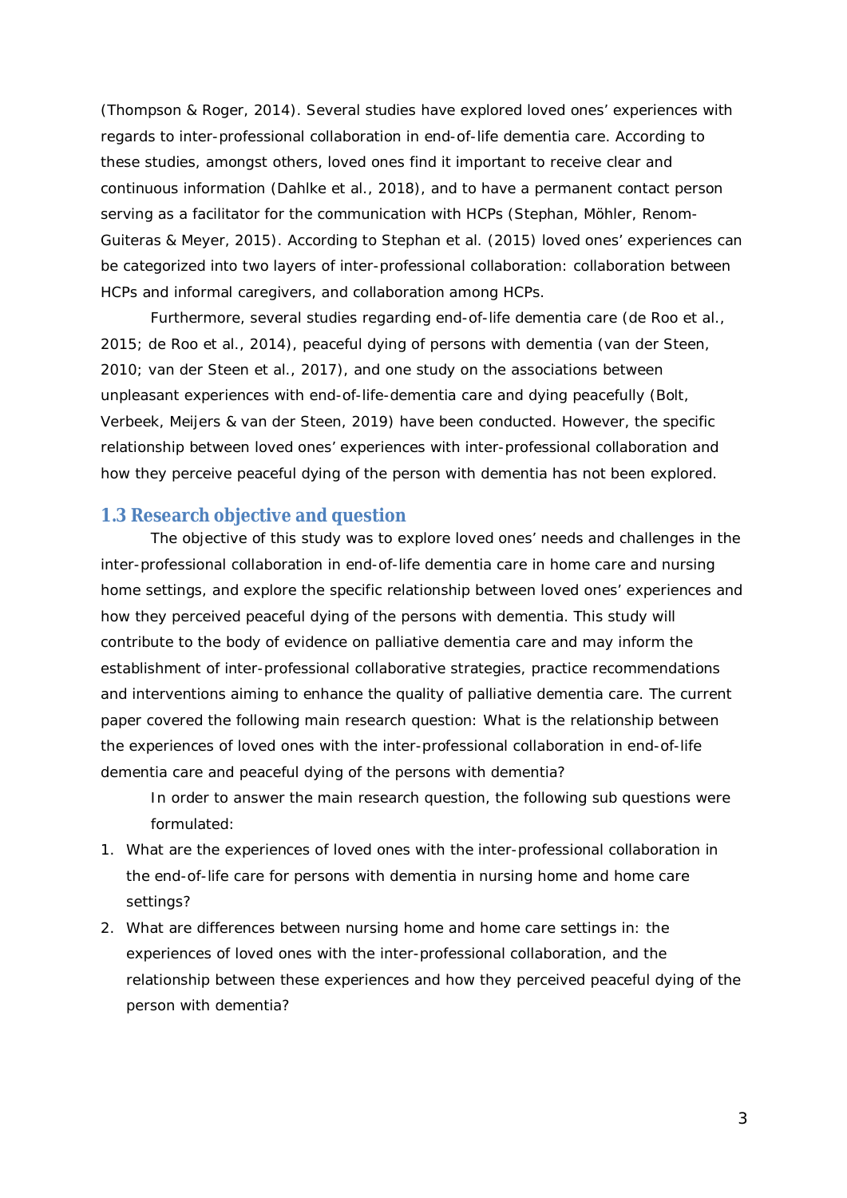(Thompson & Roger, 2014). Several studies have explored loved ones' experiences with regards to inter-professional collaboration in end-of-life dementia care. According to these studies, amongst others, loved ones find it important to receive clear and continuous information (Dahlke et al., 2018), and to have a permanent contact person serving as a facilitator for the communication with HCPs (Stephan, Möhler, Renom-Guiteras & Meyer, 2015). According to Stephan et al. (2015) loved ones' experiences can be categorized into two layers of inter-professional collaboration: collaboration between HCPs and informal caregivers, and collaboration among HCPs.

Furthermore, several studies regarding end-of-life dementia care (de Roo et al., 2015; de Roo et al., 2014), peaceful dying of persons with dementia (van der Steen, 2010; van der Steen et al., 2017), and one study on the associations between unpleasant experiences with end-of-life-dementia care and dying peacefully (Bolt, Verbeek, Meijers & van der Steen, 2019) have been conducted. However, the specific relationship between loved ones' experiences with inter-professional collaboration and how they perceive peaceful dying of the person with dementia has not been explored.

## 1.3 Research objective and question

The objective of this study was to explore loved ones' needs and challenges in the inter-professional collaboration in end-of-life dementia care in home care and nursing home settings, and explore the specific relationship between loved ones' experiences and how they perceived peaceful dying of the persons with dementia. This study will contribute to the body of evidence on palliative dementia care and may inform the establishment of inter-professional collaborative strategies, practice recommendations and interventions aiming to enhance the quality of palliative dementia care. The current paper covered the following main research question: What is the relationship between the experiences of loved ones with the inter-professional collaboration in end-of-life dementia care and peaceful dying of the persons with dementia?

In order to answer the main research question, the following sub questions were formulated:

1. What are the experiences of loved ones with the inter-professional collaboration in the end-of-life care for persons with dementia in nursing home and home care settings?
2. What are differences between nursing home and home care settings in: the experiences of loved ones with the inter-professional collaboration, and the relationship between these experiences and how they perceived peaceful dying of the person with dementia?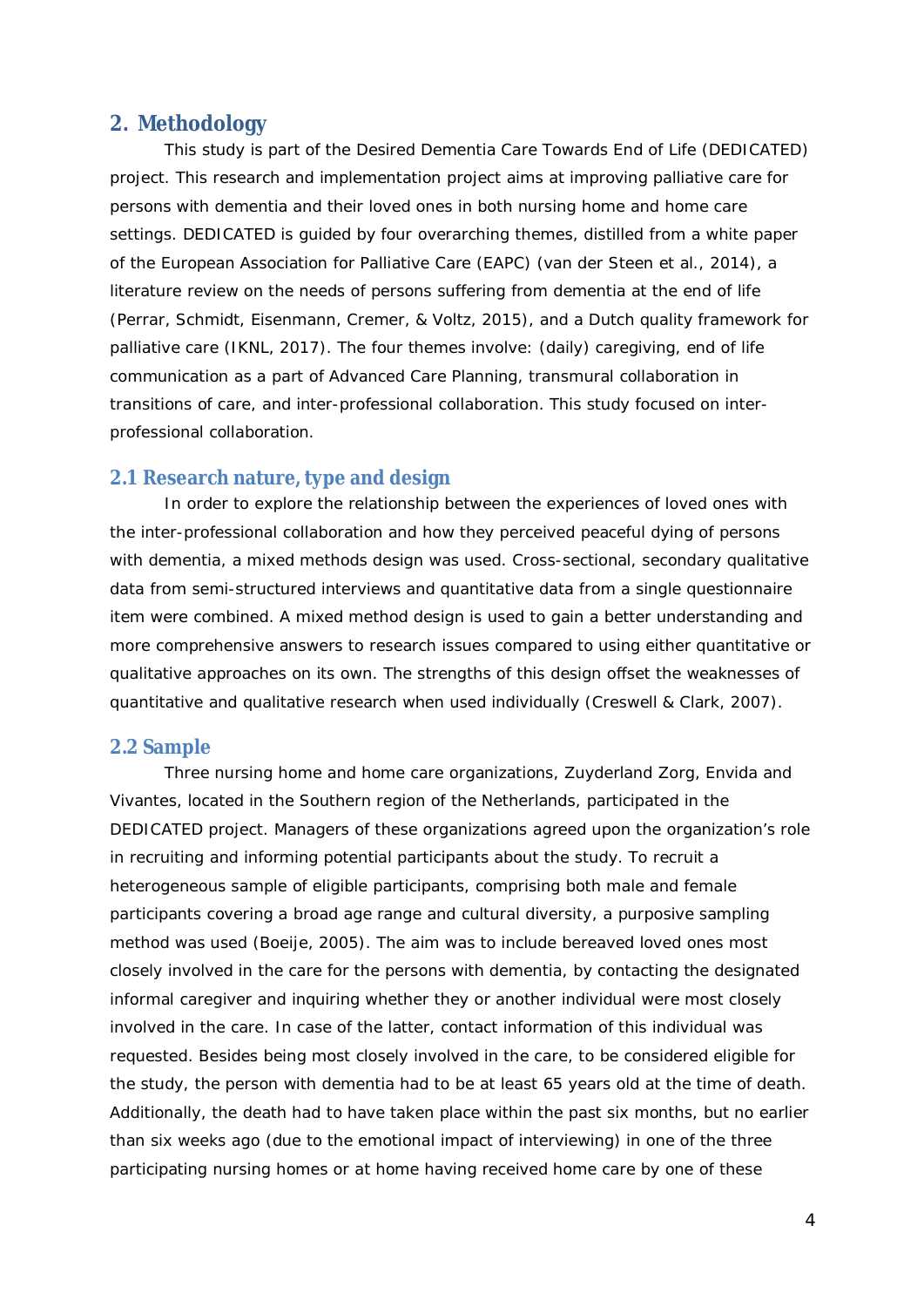## 2. Methodology

This study is part of the Desired Dementia Care Towards End of Life (DEDICATED) project. This research and implementation project aims at improving palliative care for persons with dementia and their loved ones in both nursing home and home care settings. DEDICATED is guided by four overarching themes, distilled from a white paper of the European Association for Palliative Care (EAPC) (van der Steen et al., 2014), a literature review on the needs of persons suffering from dementia at the end of life (Perrar, Schmidt, Eisenmann, Cremer, & Voltz, 2015), and a Dutch quality framework for palliative care (IKNL, 2017). The four themes involve: (daily) caregiving, end of life communication as a part of Advanced Care Planning, transmural collaboration in transitions of care, and inter-professional collaboration. This study focused on inter-professional collaboration.

### 2.1 Research nature, type and design

In order to explore the relationship between the experiences of loved ones with the inter-professional collaboration and how they perceived peaceful dying of persons with dementia, a mixed methods design was used. Cross-sectional, secondary qualitative data from semi-structured interviews and quantitative data from a single questionnaire item were combined. A mixed method design is used to gain a better understanding and more comprehensive answers to research issues compared to using either quantitative or qualitative approaches on its own. The strengths of this design offset the weaknesses of quantitative and qualitative research when used individually (Creswell & Clark, 2007).

### 2.2 Sample

Three nursing home and home care organizations, Zuyderland Zorg, Envida and Vivantes, located in the Southern region of the Netherlands, participated in the DEDICATED project. Managers of these organizations agreed upon the organization's role in recruiting and informing potential participants about the study. To recruit a heterogeneous sample of eligible participants, comprising both male and female participants covering a broad age range and cultural diversity, a purposive sampling method was used (Boeije, 2005). The aim was to include bereaved loved ones most closely involved in the care for the persons with dementia, by contacting the designated informal caregiver and inquiring whether they or another individual were most closely involved in the care. In case of the latter, contact information of this individual was requested. Besides being most closely involved in the care, to be considered eligible for the study, the person with dementia had to be at least 65 years old at the time of death. Additionally, the death had to have taken place within the past six months, but no earlier than six weeks ago (due to the emotional impact of interviewing) in one of the three participating nursing homes or at home having received home care by one of these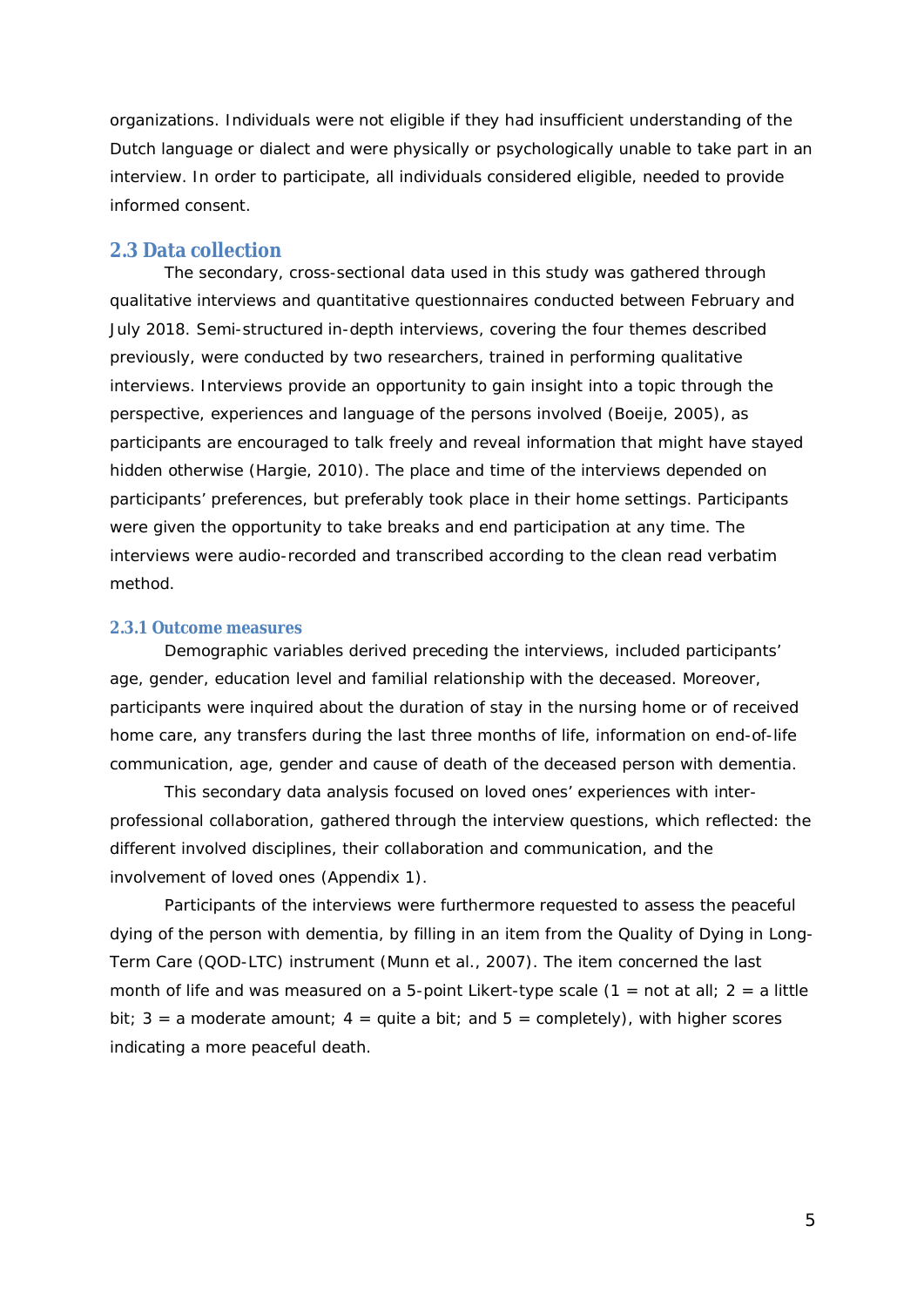organizations. Individuals were not eligible if they had insufficient understanding of the Dutch language or dialect and were physically or psychologically unable to take part in an interview. In order to participate, all individuals considered eligible, needed to provide informed consent.

## 2.3 Data collection

The secondary, cross-sectional data used in this study was gathered through qualitative interviews and quantitative questionnaires conducted between February and July 2018. Semi-structured in-depth interviews, covering the four themes described previously, were conducted by two researchers, trained in performing qualitative interviews. Interviews provide an opportunity to gain insight into a topic through the perspective, experiences and language of the persons involved (Boeije, 2005), as participants are encouraged to talk freely and reveal information that might have stayed hidden otherwise (Hargie, 2010). The place and time of the interviews depended on participants' preferences, but preferably took place in their home settings. Participants were given the opportunity to take breaks and end participation at any time. The interviews were audio-recorded and transcribed according to the clean read verbatim method.

### 2.3.1 Outcome measures

Demographic variables derived preceding the interviews, included participants' age, gender, education level and familial relationship with the deceased. Moreover, participants were inquired about the duration of stay in the nursing home or of received home care, any transfers during the last three months of life, information on end-of-life communication, age, gender and cause of death of the deceased person with dementia.

This secondary data analysis focused on loved ones' experiences with inter-professional collaboration, gathered through the interview questions, which reflected: the different involved disciplines, their collaboration and communication, and the involvement of loved ones (Appendix 1).

Participants of the interviews were furthermore requested to assess the peaceful dying of the person with dementia, by filling in an item from the Quality of Dying in Long-Term Care (QOD-LTC) instrument (Munn et al., 2007). The item concerned the last month of life and was measured on a 5-point Likert-type scale (1 = not at all; 2 = a little bit; 3 = a moderate amount; 4 = quite a bit; and 5 = completely), with higher scores indicating a more peaceful death.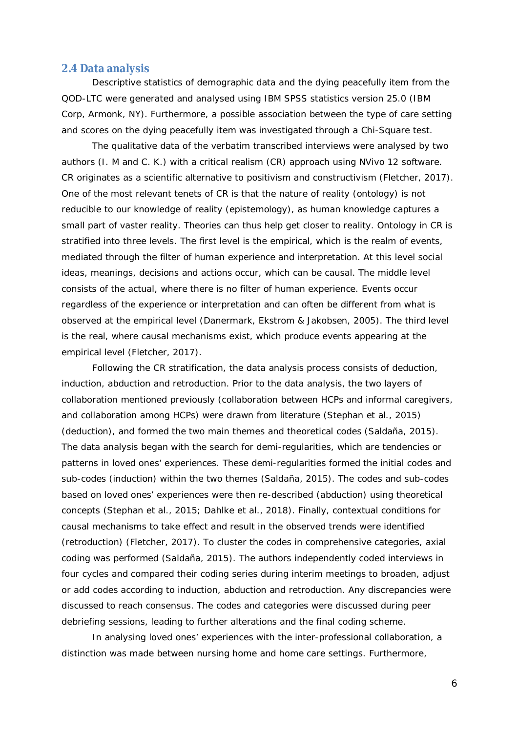## 2.4 Data analysis

Descriptive statistics of demographic data and the dying peacefully item from the QOD-LTC were generated and analysed using IBM SPSS statistics version 25.0 (IBM Corp, Armonk, NY). Furthermore, a possible association between the type of care setting and scores on the dying peacefully item was investigated through a Chi-Square test.

The qualitative data of the verbatim transcribed interviews were analysed by two authors (I. M and C. K.) with a critical realism (CR) approach using NVivo 12 software. CR originates as a scientific alternative to positivism and constructivism (Fletcher, 2017). One of the most relevant tenets of CR is that the nature of reality (ontology) is not reducible to our knowledge of reality (epistemology), as human knowledge captures a small part of vaster reality. Theories can thus help get closer to reality. Ontology in CR is stratified into three levels. The first level is the empirical, which is the realm of events, mediated through the filter of human experience and interpretation. At this level social ideas, meanings, decisions and actions occur, which can be causal. The middle level consists of the actual, where there is no filter of human experience. Events occur regardless of the experience or interpretation and can often be different from what is observed at the empirical level (Danermark, Ekstrom & Jakobsen, 2005). The third level is the real, where causal mechanisms exist, which produce events appearing at the empirical level (Fletcher, 2017).

Following the CR stratification, the data analysis process consists of deduction, induction, abduction and retroduction. Prior to the data analysis, the two layers of collaboration mentioned previously (collaboration between HCPs and informal caregivers, and collaboration among HCPs) were drawn from literature (Stephan et al., 2015) (deduction), and formed the two main themes and theoretical codes (Saldaña, 2015). The data analysis began with the search for demi-regularities, which are tendencies or patterns in loved ones' experiences. These demi-regularities formed the initial codes and sub-codes (induction) within the two themes (Saldaña, 2015). The codes and sub-codes based on loved ones' experiences were then re-described (abduction) using theoretical concepts (Stephan et al., 2015; Dahlke et al., 2018). Finally, contextual conditions for causal mechanisms to take effect and result in the observed trends were identified (retroduction) (Fletcher, 2017). To cluster the codes in comprehensive categories, axial coding was performed (Saldaña, 2015). The authors independently coded interviews in four cycles and compared their coding series during interim meetings to broaden, adjust or add codes according to induction, abduction and retroduction. Any discrepancies were discussed to reach consensus. The codes and categories were discussed during peer debriefing sessions, leading to further alterations and the final coding scheme.

In analysing loved ones' experiences with the inter-professional collaboration, a distinction was made between nursing home and home care settings. Furthermore,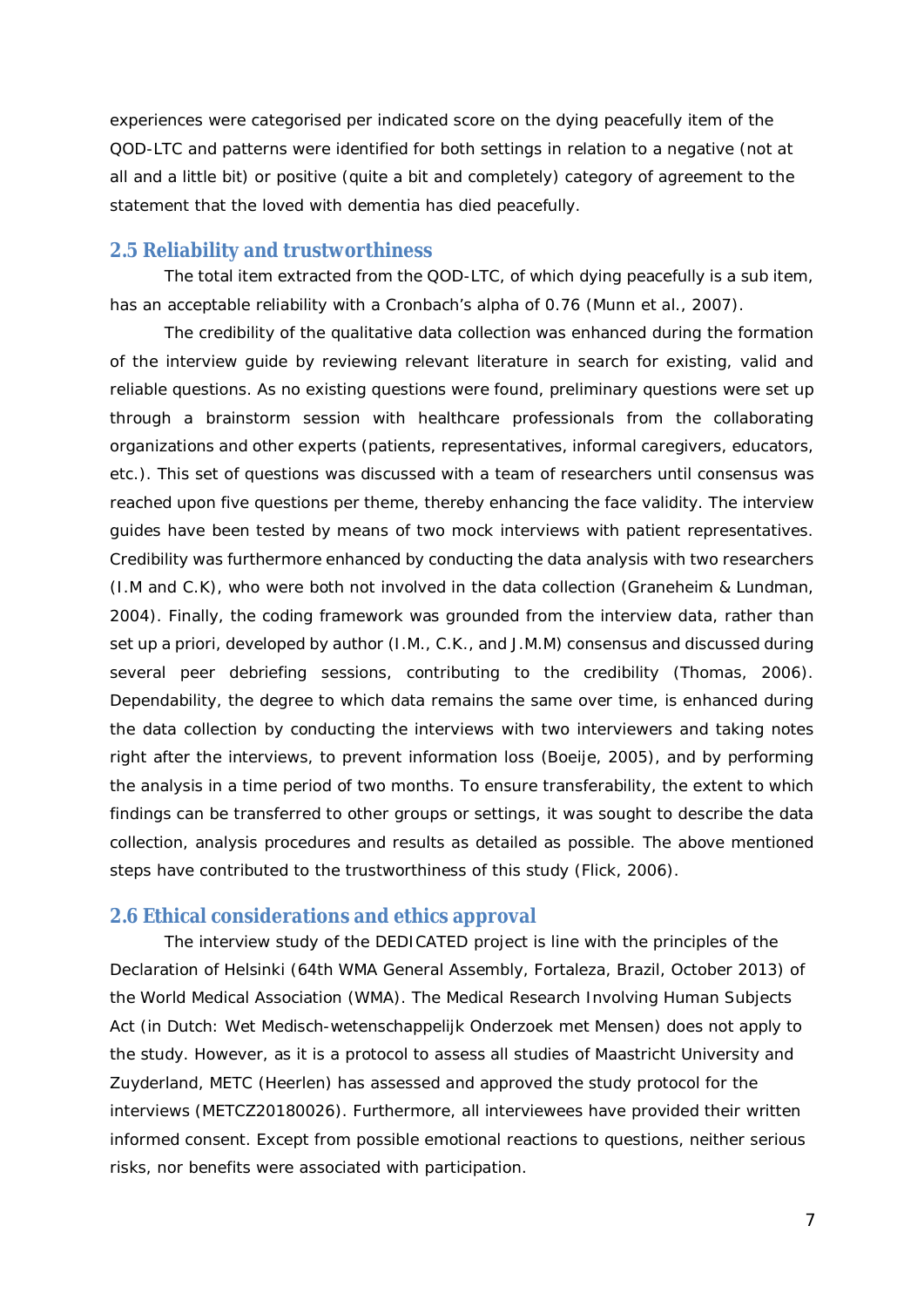experiences were categorised per indicated score on the dying peacefully item of the QOD-LTC and patterns were identified for both settings in relation to a negative (not at all and a little bit) or positive (quite a bit and completely) category of agreement to the statement that the loved with dementia has died peacefully.

## 2.5 Reliability and trustworthiness

The total item extracted from the QOD-LTC, of which dying peacefully is a sub item, has an acceptable reliability with a Cronbach's alpha of 0.76 (Munn et al., 2007).

The credibility of the qualitative data collection was enhanced during the formation of the interview guide by reviewing relevant literature in search for existing, valid and reliable questions. As no existing questions were found, preliminary questions were set up through a brainstorm session with healthcare professionals from the collaborating organizations and other experts (patients, representatives, informal caregivers, educators, etc.). This set of questions was discussed with a team of researchers until consensus was reached upon five questions per theme, thereby enhancing the face validity. The interview guides have been tested by means of two mock interviews with patient representatives. Credibility was furthermore enhanced by conducting the data analysis with two researchers (I.M and C.K), who were both not involved in the data collection (Graneheim & Lundman, 2004). Finally, the coding framework was grounded from the interview data, rather than set up a priori, developed by author (I.M., C.K., and J.M.M) consensus and discussed during several peer debriefing sessions, contributing to the credibility (Thomas, 2006). Dependability, the degree to which data remains the same over time, is enhanced during the data collection by conducting the interviews with two interviewers and taking notes right after the interviews, to prevent information loss (Boeije, 2005), and by performing the analysis in a time period of two months. To ensure transferability, the extent to which findings can be transferred to other groups or settings, it was sought to describe the data collection, analysis procedures and results as detailed as possible. The above mentioned steps have contributed to the trustworthiness of this study (Flick, 2006).

## 2.6 Ethical considerations and ethics approval

The interview study of the DEDICATED project is line with the principles of the Declaration of Helsinki (64th WMA General Assembly, Fortaleza, Brazil, October 2013) of the World Medical Association (WMA). The Medical Research Involving Human Subjects Act (in Dutch: Wet Medisch-wetenschappelijk Onderzoek met Mensen) does not apply to the study. However, as it is a protocol to assess all studies of Maastricht University and Zuyderland, METC (Heerlen) has assessed and approved the study protocol for the interviews (METCZ20180026). Furthermore, all interviewees have provided their written informed consent. Except from possible emotional reactions to questions, neither serious risks, nor benefits were associated with participation.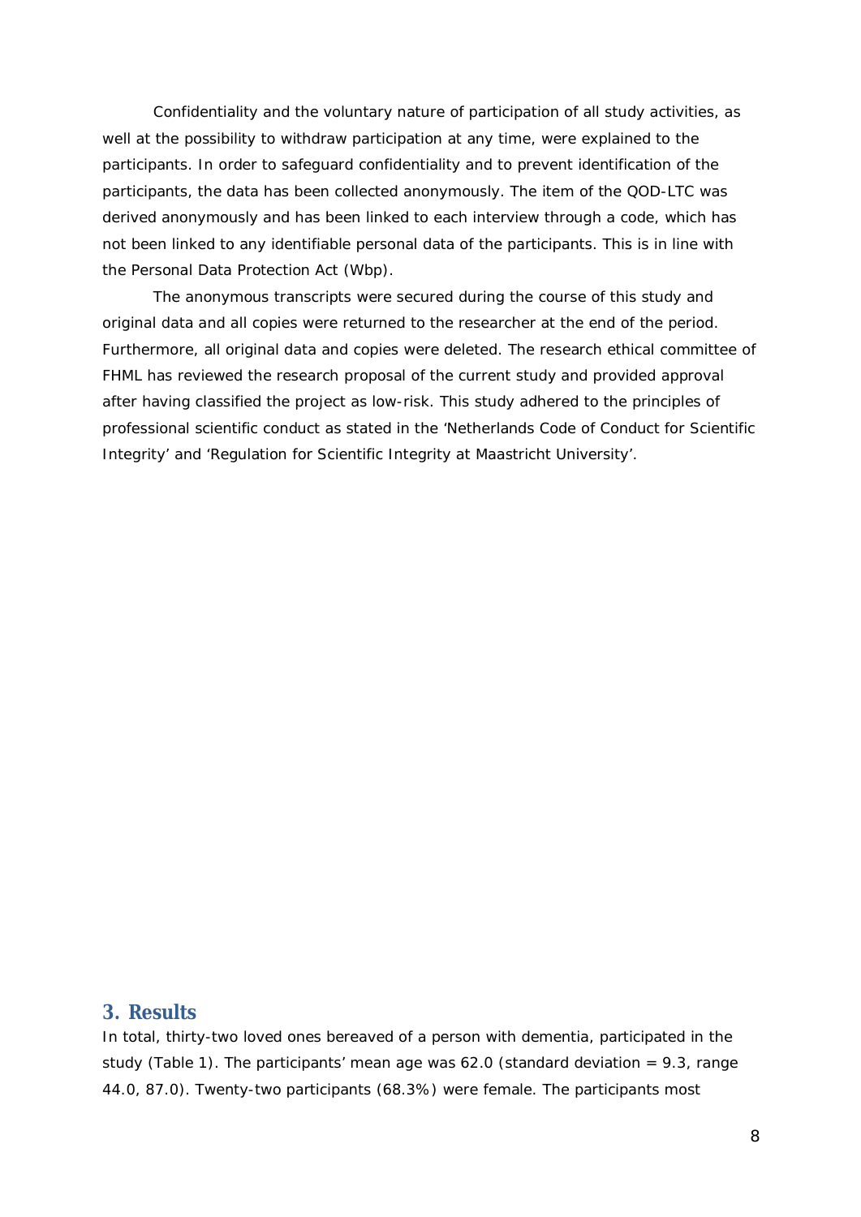Confidentiality and the voluntary nature of participation of all study activities, as well at the possibility to withdraw participation at any time, were explained to the participants. In order to safeguard confidentiality and to prevent identification of the participants, the data has been collected anonymously. The item of the QOD-LTC was derived anonymously and has been linked to each interview through a code, which has not been linked to any identifiable personal data of the participants. This is in line with the Personal Data Protection Act (Wbp).

The anonymous transcripts were secured during the course of this study and original data and all copies were returned to the researcher at the end of the period. Furthermore, all original data and copies were deleted. The research ethical committee of FHML has reviewed the research proposal of the current study and provided approval after having classified the project as low-risk. This study adhered to the principles of professional scientific conduct as stated in the 'Netherlands Code of Conduct for Scientific Integrity' and 'Regulation for Scientific Integrity at Maastricht University'.

## 3. Results

In total, thirty-two loved ones bereaved of a person with dementia, participated in the study (Table 1). The participants' mean age was 62.0 (standard deviation = 9.3, range 44.0, 87.0). Twenty-two participants (68.3%) were female. The participants most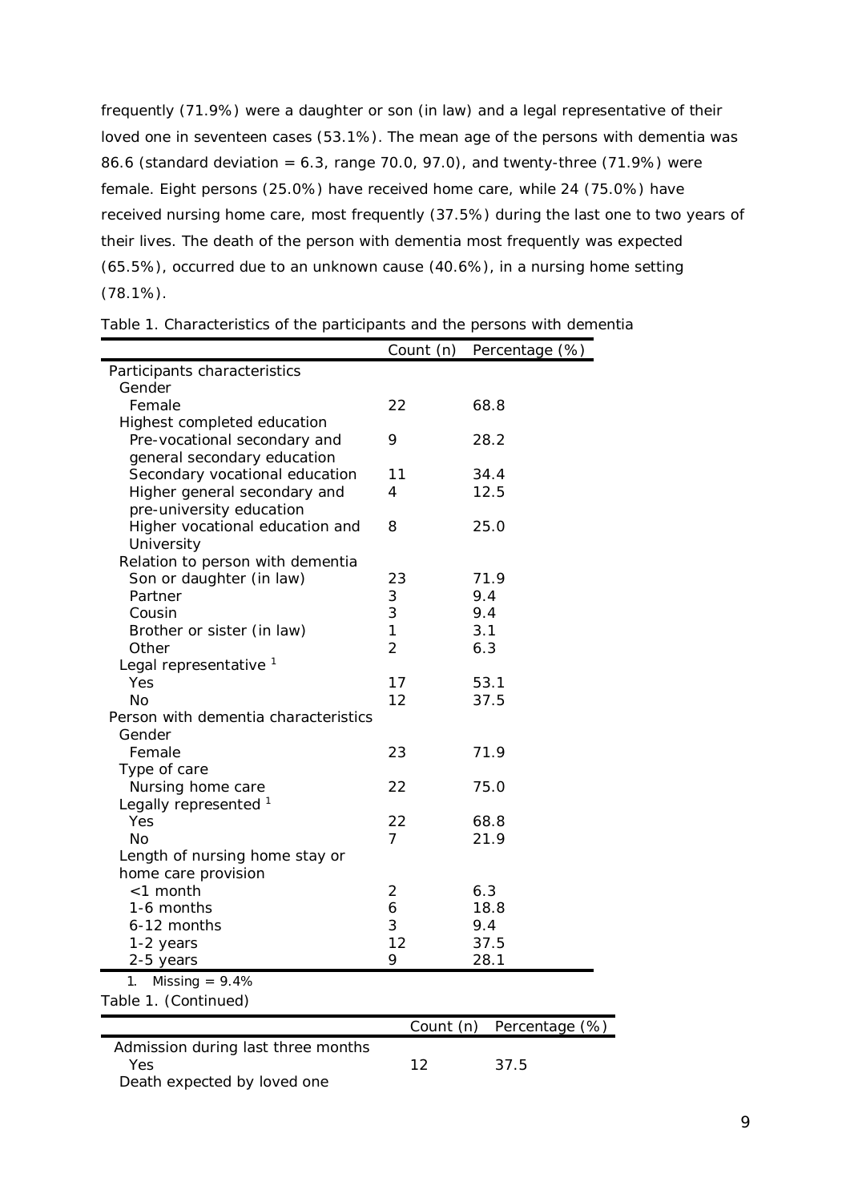frequently (71.9%) were a daughter or son (in law) and a legal representative of their loved one in seventeen cases (53.1%). The mean age of the persons with dementia was 86.6 (standard deviation = 6.3, range 70.0, 97.0), and twenty-three (71.9%) were female. Eight persons (25.0%) have received home care, while 24 (75.0%) have received nursing home care, most frequently (37.5%) during the last one to two years of their lives. The death of the person with dementia most frequently was expected (65.5%), occurred due to an unknown cause (40.6%), in a nursing home setting (78.1%).

Table 1. Characteristics of the participants and the persons with dementia

| | Count (n) | Percentage (%) |
|---|---|---|
| Participants characteristics | | |
| Gender | | |
| Female | 22 | 68.8 |
| Highest completed education | | |
| Pre-vocational secondary and general secondary education | 9 | 28.2 |
| Secondary vocational education | 11 | 34.4 |
| Higher general secondary and pre-university education | 4 | 12.5 |
| Higher vocational education and University | 8 | 25.0 |
| Relation to person with dementia | | |
| Son or daughter (in law) | 23 | 71.9 |
| Partner | 3 | 9.4 |
| Cousin | 3 | 9.4 |
| Brother or sister (in law) | 1 | 3.1 |
| Other | 2 | 6.3 |
| Legal representative [1] | | |
| Yes | 17 | 53.1 |
| No | 12 | 37.5 |
| Person with dementia characteristics | | |
| Gender | | |
| Female | 23 | 71.9 |
| Type of care | | |
| Nursing home care | 22 | 75.0 |
| Legally represented [1] | | |
| Yes | 22 | 68.8 |
| No | 7 | 21.9 |
| Length of nursing home stay or home care provision | | |
| <1 month | 2 | 6.3 |
| 1-6 months | 6 | 18.8 |
| 6-12 months | 3 | 9.4 |
| 1-2 years | 12 | 37.5 |
| 2-5 years | 9 | 28.1 |

1. Missing = 9.4%

Table 1. (Continued)

| | Count (n) | Percentage (%) |
|---|---|---|
| Admission during last three months | | |
| Yes | 12 | 37.5 |
| Death expected by loved one | | |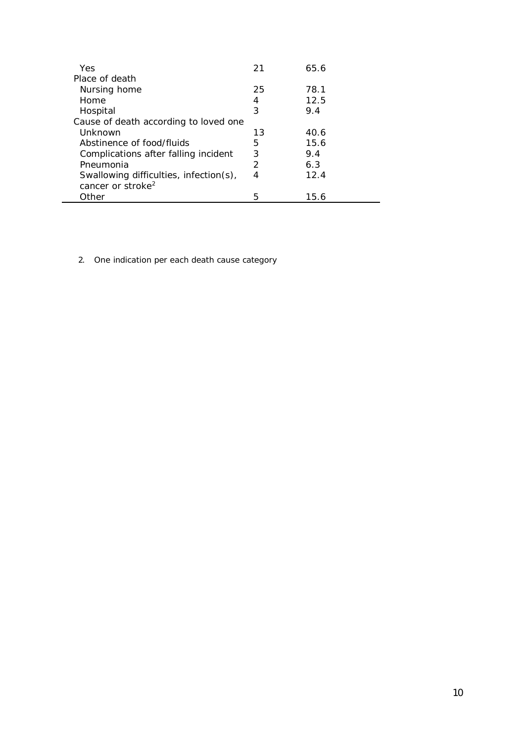| | | |
|---|---|---|
| Yes | 21 | 65.6 |
| Place of death | | |
| Nursing home | 25 | 78.1 |
| Home | 4 | 12.5 |
| Hospital | 3 | 9.4 |
| Cause of death according to loved one | | |
| Unknown | 13 | 40.6 |
| Abstinence of food/fluids | 5 | 15.6 |
| Complications after falling incident | 3 | 9.4 |
| Pneumonia | 2 | 6.3 |
| Swallowing difficulties, infection(s), cancer or stroke[2] | 4 | 12.4 |
| Other | 5 | 15.6 |

2. One indication per each death cause category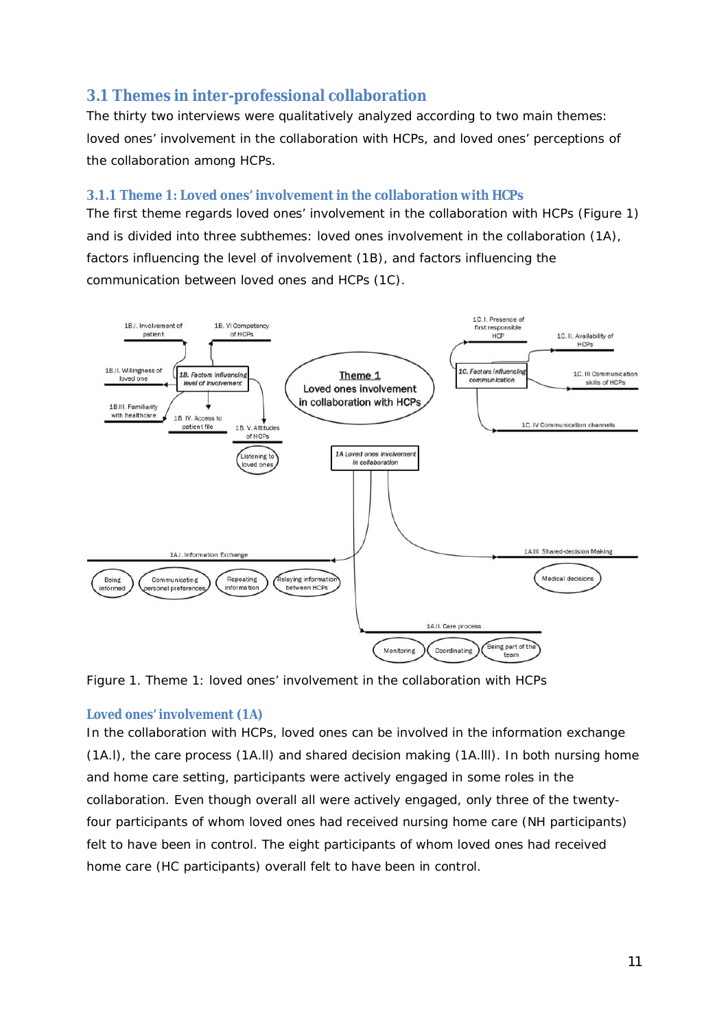## 3.1 Themes in inter-professional collaboration

The thirty two interviews were qualitatively analyzed according to two main themes: loved ones' involvement in the collaboration with HCPs, and loved ones' perceptions of the collaboration among HCPs.

### 3.1.1 Theme 1: Loved ones' involvement in the collaboration with HCPs

The first theme regards loved ones' involvement in the collaboration with HCPs (Figure 1) and is divided into three subthemes: loved ones involvement in the collaboration (1A), factors influencing the level of involvement (1B), and factors influencing the communication between loved ones and HCPs (1C).

Figure 1. Theme 1: loved ones' involvement in the collaboration with HCPs

#### Loved ones' involvement (1A)

In the collaboration with HCPs, loved ones can be involved in the information exchange (1A.I), the care process (1A.II) and shared decision making (1A.III). In both nursing home and home care setting, participants were actively engaged in some roles in the collaboration. Even though overall all were actively engaged, only three of the twenty-four participants of whom loved ones had received nursing home care (NH participants) felt to have been in control. The eight participants of whom loved ones had received home care (HC participants) overall felt to have been in control.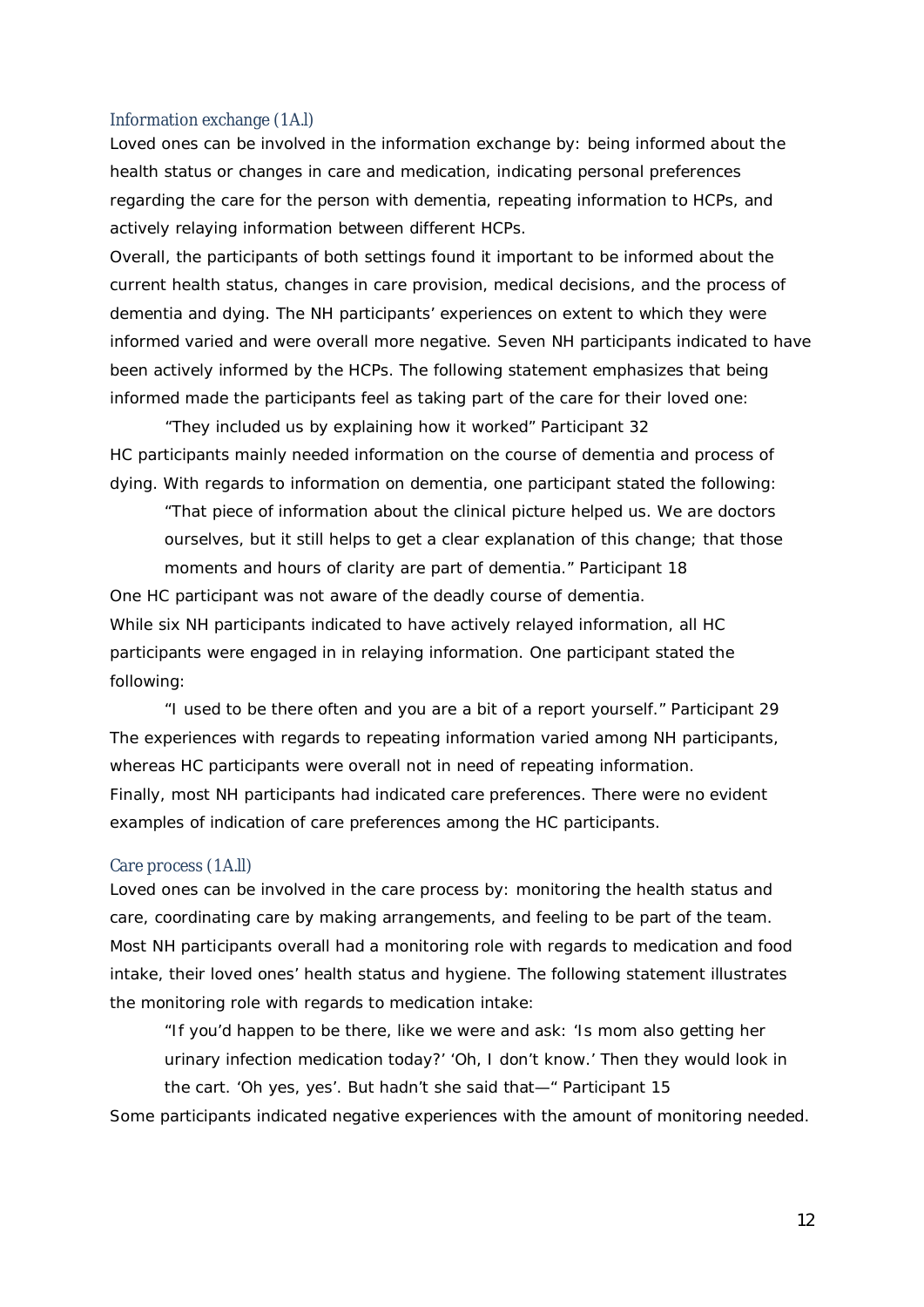### Information exchange (1A.I)

Loved ones can be involved in the information exchange by: being informed about the health status or changes in care and medication, indicating personal preferences regarding the care for the person with dementia, repeating information to HCPs, and actively relaying information between different HCPs.

Overall, the participants of both settings found it important to be informed about the current health status, changes in care provision, medical decisions, and the process of dementia and dying. The NH participants' experiences on extent to which they were informed varied and were overall more negative. Seven NH participants indicated to have been actively informed by the HCPs. The following statement emphasizes that being informed made the participants feel as taking part of the care for their loved one:

> "They included us by explaining how it worked" Participant 32

HC participants mainly needed information on the course of dementia and process of dying. With regards to information on dementia, one participant stated the following:

> "That piece of information about the clinical picture helped us. We are doctors ourselves, but it still helps to get a clear explanation of this change; that those moments and hours of clarity are part of dementia." Participant 18

One HC participant was not aware of the deadly course of dementia.

While six NH participants indicated to have actively relayed information, all HC participants were engaged in in relaying information. One participant stated the following:

> "I used to be there often and you are a bit of a report yourself." Participant 29

The experiences with regards to repeating information varied among NH participants, whereas HC participants were overall not in need of repeating information.

Finally, most NH participants had indicated care preferences. There were no evident examples of indication of care preferences among the HC participants.

### Care process (1A.II)

Loved ones can be involved in the care process by: monitoring the health status and care, coordinating care by making arrangements, and feeling to be part of the team.

Most NH participants overall had a monitoring role with regards to medication and food intake, their loved ones' health status and hygiene. The following statement illustrates the monitoring role with regards to medication intake:

> "If you'd happen to be there, like we were and ask: 'Is mom also getting her urinary infection medication today?' 'Oh, I don't know.' Then they would look in the cart. 'Oh yes, yes'. But hadn't she said that—" Participant 15

Some participants indicated negative experiences with the amount of monitoring needed.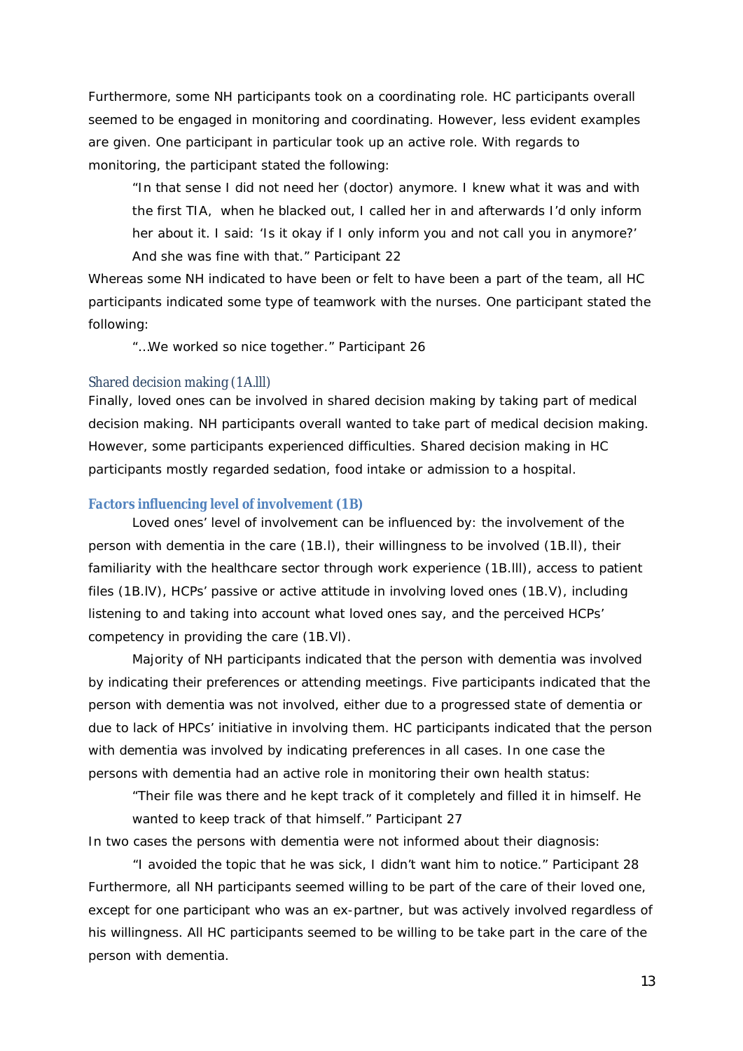Furthermore, some NH participants took on a coordinating role. HC participants overall seemed to be engaged in monitoring and coordinating. However, less evident examples are given. One participant in particular took up an active role. With regards to monitoring, the participant stated the following:

> "In that sense I did not need her (doctor) anymore. I knew what it was and with the first TIA, when he blacked out, I called her in and afterwards I'd only inform her about it. I said: 'Is it okay if I only inform you and not call you in anymore?' And she was fine with that." Participant 22

Whereas some NH indicated to have been or felt to have been a part of the team, all HC participants indicated some type of teamwork with the nurses. One participant stated the following:

> "…We worked so nice together." Participant 26

#### Shared decision making (1A.lll)

Finally, loved ones can be involved in shared decision making by taking part of medical decision making. NH participants overall wanted to take part of medical decision making. However, some participants experienced difficulties. Shared decision making in HC participants mostly regarded sedation, food intake or admission to a hospital.

### Factors influencing level of involvement (1B)

Loved ones' level of involvement can be influenced by: the involvement of the person with dementia in the care (1B.l), their willingness to be involved (1B.ll), their familiarity with the healthcare sector through work experience (1B.lll), access to patient files (1B.lV), HCPs' passive or active attitude in involving loved ones (1B.V), including listening to and taking into account what loved ones say, and the perceived HCPs' competency in providing the care (1B.Vl).

Majority of NH participants indicated that the person with dementia was involved by indicating their preferences or attending meetings. Five participants indicated that the person with dementia was not involved, either due to a progressed state of dementia or due to lack of HPCs' initiative in involving them. HC participants indicated that the person with dementia was involved by indicating preferences in all cases. In one case the persons with dementia had an active role in monitoring their own health status:

> "Their file was there and he kept track of it completely and filled it in himself. He wanted to keep track of that himself." Participant 27

In two cases the persons with dementia were not informed about their diagnosis:

> "I avoided the topic that he was sick, I didn't want him to notice." Participant 28

Furthermore, all NH participants seemed willing to be part of the care of their loved one, except for one participant who was an ex-partner, but was actively involved regardless of his willingness. All HC participants seemed to be willing to be take part in the care of the person with dementia.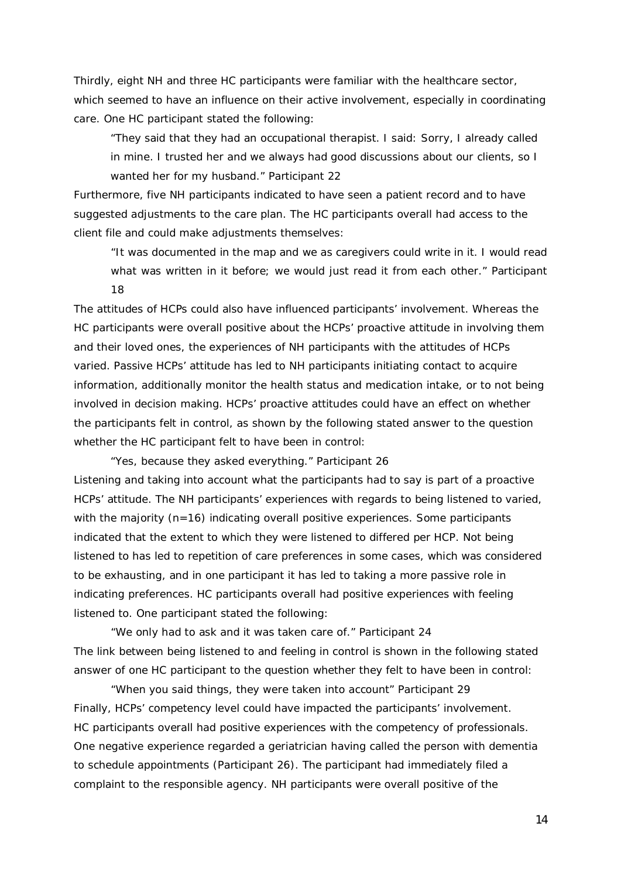Thirdly, eight NH and three HC participants were familiar with the healthcare sector, which seemed to have an influence on their active involvement, especially in coordinating care. One HC participant stated the following:

> "They said that they had an occupational therapist. I said: Sorry, I already called in mine. I trusted her and we always had good discussions about our clients, so I wanted her for my husband." Participant 22

Furthermore, five NH participants indicated to have seen a patient record and to have suggested adjustments to the care plan. The HC participants overall had access to the client file and could make adjustments themselves:

> "It was documented in the map and we as caregivers could write in it. I would read what was written in it before; we would just read it from each other." Participant 18

The attitudes of HCPs could also have influenced participants' involvement. Whereas the HC participants were overall positive about the HCPs' proactive attitude in involving them and their loved ones, the experiences of NH participants with the attitudes of HCPs varied. Passive HCPs' attitude has led to NH participants initiating contact to acquire information, additionally monitor the health status and medication intake, or to not being involved in decision making. HCPs' proactive attitudes could have an effect on whether the participants felt in control, as shown by the following stated answer to the question whether the HC participant felt to have been in control:

> "Yes, because they asked everything." Participant 26

Listening and taking into account what the participants had to say is part of a proactive HCPs' attitude. The NH participants' experiences with regards to being listened to varied, with the majority (n=16) indicating overall positive experiences. Some participants indicated that the extent to which they were listened to differed per HCP. Not being listened to has led to repetition of care preferences in some cases, which was considered to be exhausting, and in one participant it has led to taking a more passive role in indicating preferences. HC participants overall had positive experiences with feeling listened to. One participant stated the following:

> "We only had to ask and it was taken care of." Participant 24

The link between being listened to and feeling in control is shown in the following stated answer of one HC participant to the question whether they felt to have been in control:

> "When you said things, they were taken into account" Participant 29

Finally, HCPs' competency level could have impacted the participants' involvement. HC participants overall had positive experiences with the competency of professionals. One negative experience regarded a geriatrician having called the person with dementia to schedule appointments (Participant 26). The participant had immediately filed a complaint to the responsible agency. NH participants were overall positive of the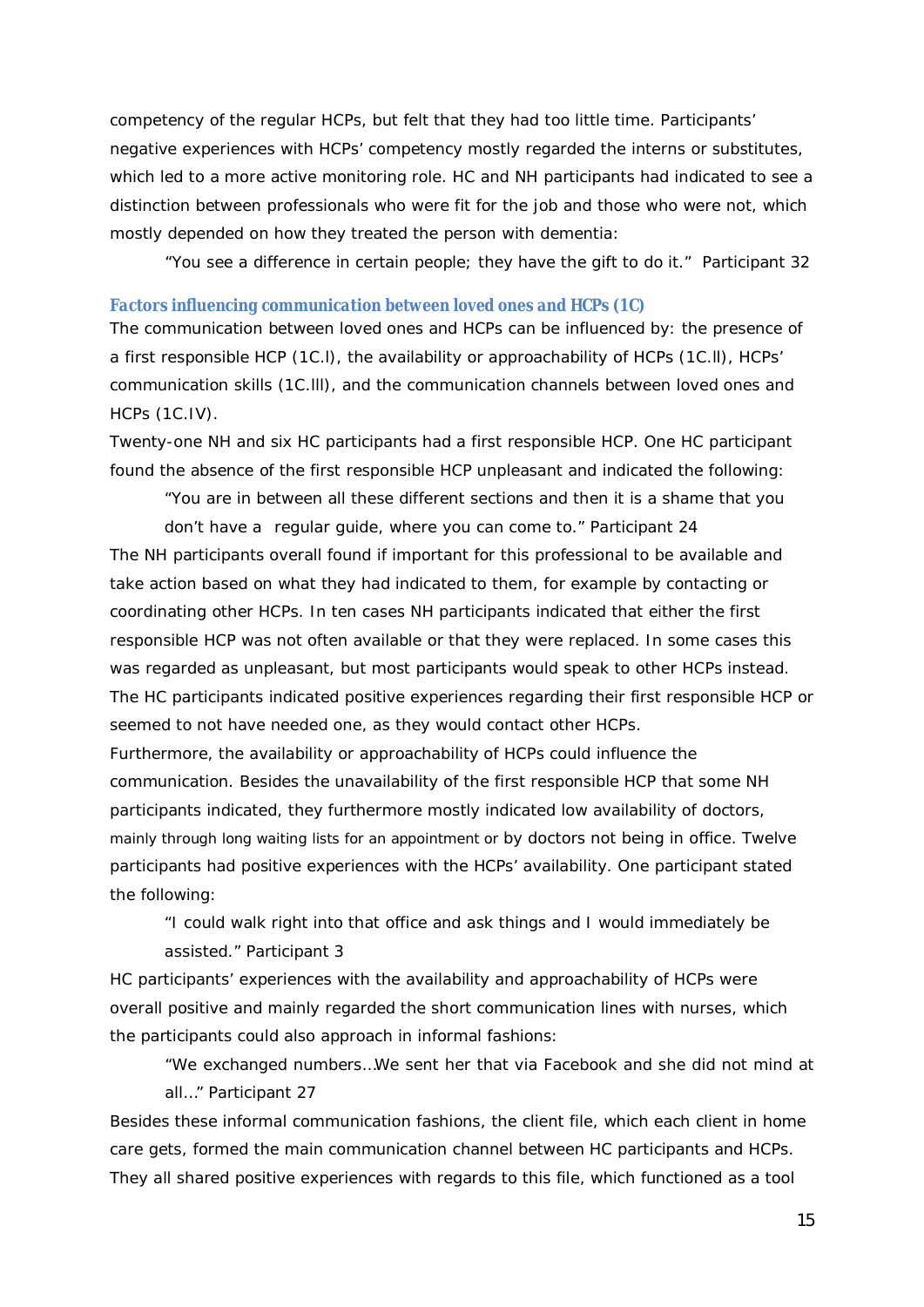competency of the regular HCPs, but felt that they had too little time. Participants' negative experiences with HCPs' competency mostly regarded the interns or substitutes, which led to a more active monitoring role. HC and NH participants had indicated to see a distinction between professionals who were fit for the job and those who were not, which mostly depended on how they treated the person with dementia:

> "You see a difference in certain people; they have the gift to do it." Participant 32

### *Factors influencing communication between loved ones and HCPs (1C)*

The communication between loved ones and HCPs can be influenced by: the presence of a first responsible HCP (1C.I), the availability or approachability of HCPs (1C.II), HCPs' communication skills (1C.III), and the communication channels between loved ones and HCPs (1C.IV).

Twenty-one NH and six HC participants had a first responsible HCP. One HC participant found the absence of the first responsible HCP unpleasant and indicated the following:

> "You are in between all these different sections and then it is a shame that you don't have a regular guide, where you can come to." Participant 24

The NH participants overall found if important for this professional to be available and take action based on what they had indicated to them, for example by contacting or coordinating other HCPs. In ten cases NH participants indicated that either the first responsible HCP was not often available or that they were replaced. In some cases this was regarded as unpleasant, but most participants would speak to other HCPs instead. The HC participants indicated positive experiences regarding their first responsible HCP or seemed to not have needed one, as they would contact other HCPs.

Furthermore, the availability or approachability of HCPs could influence the communication. Besides the unavailability of the first responsible HCP that some NH participants indicated, they furthermore mostly indicated low availability of doctors, mainly through long waiting lists for an appointment or by doctors not being in office. Twelve participants had positive experiences with the HCPs' availability. One participant stated the following:

> "I could walk right into that office and ask things and I would immediately be assisted." Participant 3

HC participants' experiences with the availability and approachability of HCPs were overall positive and mainly regarded the short communication lines with nurses, which the participants could also approach in informal fashions:

> "We exchanged numbers…We sent her that via Facebook and she did not mind at all…" Participant 27

Besides these informal communication fashions, the client file, which each client in home care gets, formed the main communication channel between HC participants and HCPs. They all shared positive experiences with regards to this file, which functioned as a tool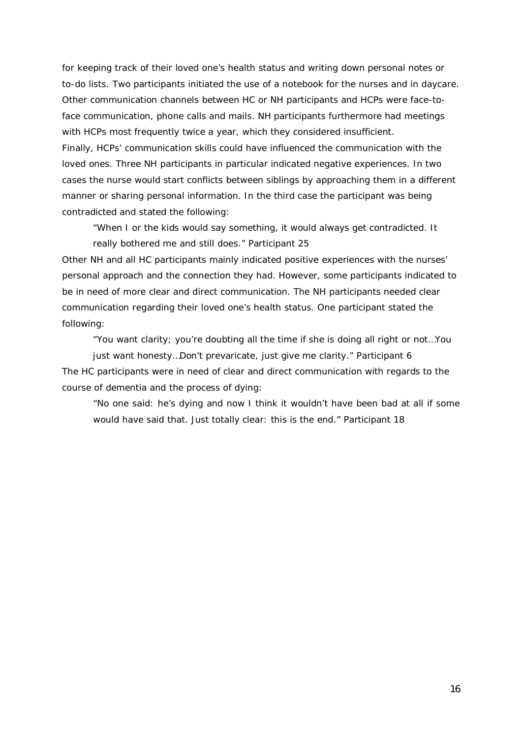for keeping track of their loved one's health status and writing down personal notes or to-do lists. Two participants initiated the use of a notebook for the nurses and in daycare. Other communication channels between HC or NH participants and HCPs were face-to-face communication, phone calls and mails. NH participants furthermore had meetings with HCPs most frequently twice a year, which they considered insufficient.

Finally, HCPs' communication skills could have influenced the communication with the loved ones. Three NH participants in particular indicated negative experiences. In two cases the nurse would start conflicts between siblings by approaching them in a different manner or sharing personal information. In the third case the participant was being contradicted and stated the following:

> "When I or the kids would say something, it would always get contradicted. It really bothered me and still does." Participant 25

Other NH and all HC participants mainly indicated positive experiences with the nurses' personal approach and the connection they had. However, some participants indicated to be in need of more clear and direct communication. The NH participants needed clear communication regarding their loved one's health status. One participant stated the following:

> "You want clarity; you're doubting all the time if she is doing all right or not…You just want honesty…Don't prevaricate, just give me clarity." Participant 6

The HC participants were in need of clear and direct communication with regards to the course of dementia and the process of dying:

> "No one said: he's dying and now I think it wouldn't have been bad at all if some would have said that. Just totally clear: this is the end." Participant 18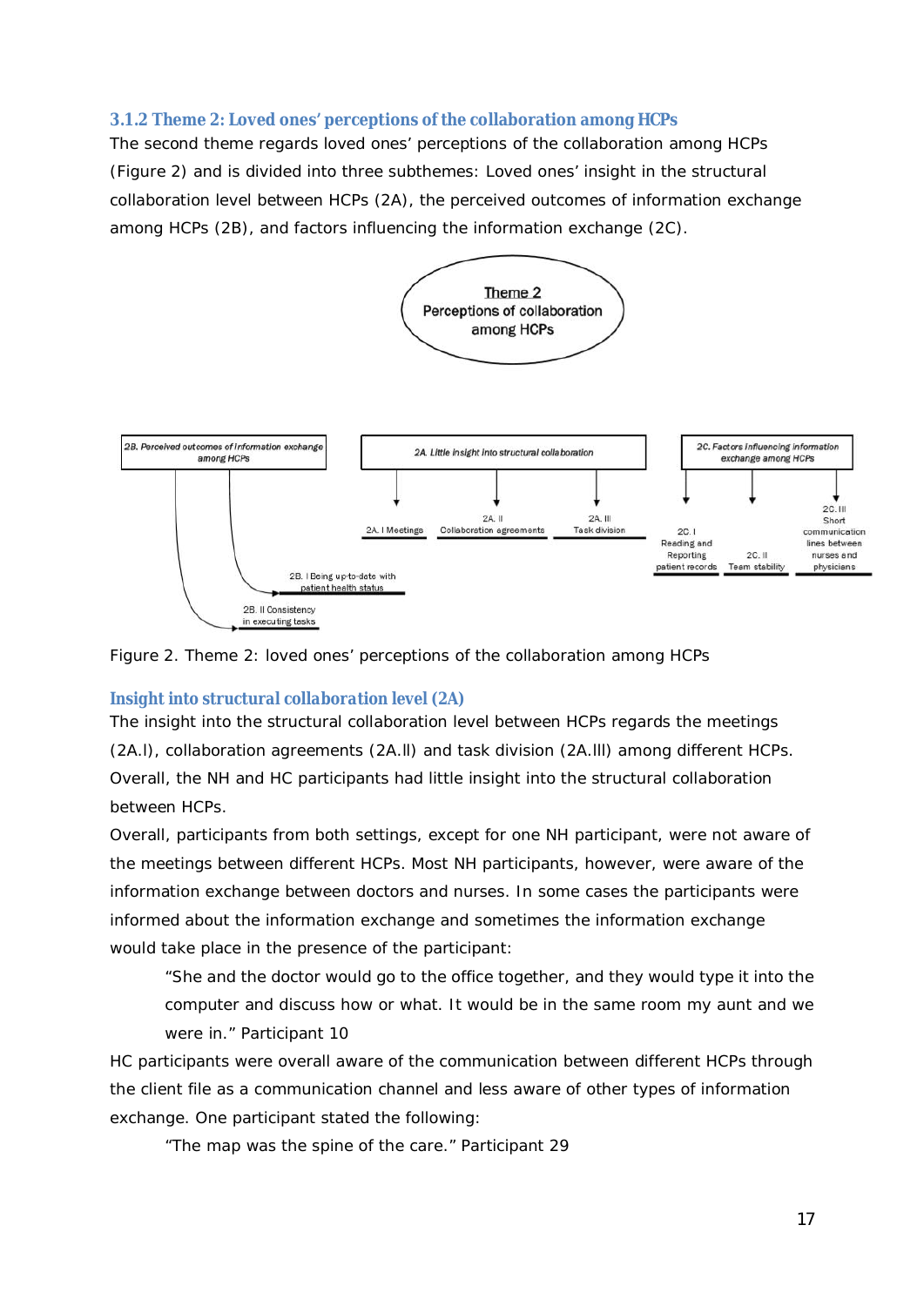### 3.1.2 Theme 2: Loved ones' perceptions of the collaboration among HCPs

The second theme regards loved ones' perceptions of the collaboration among HCPs (Figure 2) and is divided into three subthemes: Loved ones' insight in the structural collaboration level between HCPs (2A), the perceived outcomes of information exchange among HCPs (2B), and factors influencing the information exchange (2C).

Theme 2
Perceptions of collaboration among HCPs

2B. Perceived outcomes of information exchange among HCPs
- 2B. I Being up-to-date with patient health status
- 2B. II Consistency in executing tasks

2A. Little insight into structural collaboration
- 2A. I Meetings
- 2A. II Collaboration agreements
- 2A. III Task division

2C. Factors influencing information exchange among HCPs
- 2C. I Reading and Reporting patient records
- 2C. II Team stability
- 2C. III Short communication lines between nurses and physicians

Figure 2. Theme 2: loved ones' perceptions of the collaboration among HCPs

#### Insight into structural collaboration level (2A)

The insight into the structural collaboration level between HCPs regards the meetings (2A.I), collaboration agreements (2A.II) and task division (2A.III) among different HCPs. Overall, the NH and HC participants had little insight into the structural collaboration between HCPs.

Overall, participants from both settings, except for one NH participant, were not aware of the meetings between different HCPs. Most NH participants, however, were aware of the information exchange between doctors and nurses. In some cases the participants were informed about the information exchange and sometimes the information exchange would take place in the presence of the participant:

> "She and the doctor would go to the office together, and they would type it into the computer and discuss how or what. It would be in the same room my aunt and we were in." Participant 10

HC participants were overall aware of the communication between different HCPs through the client file as a communication channel and less aware of other types of information exchange. One participant stated the following:

> "The map was the spine of the care." Participant 29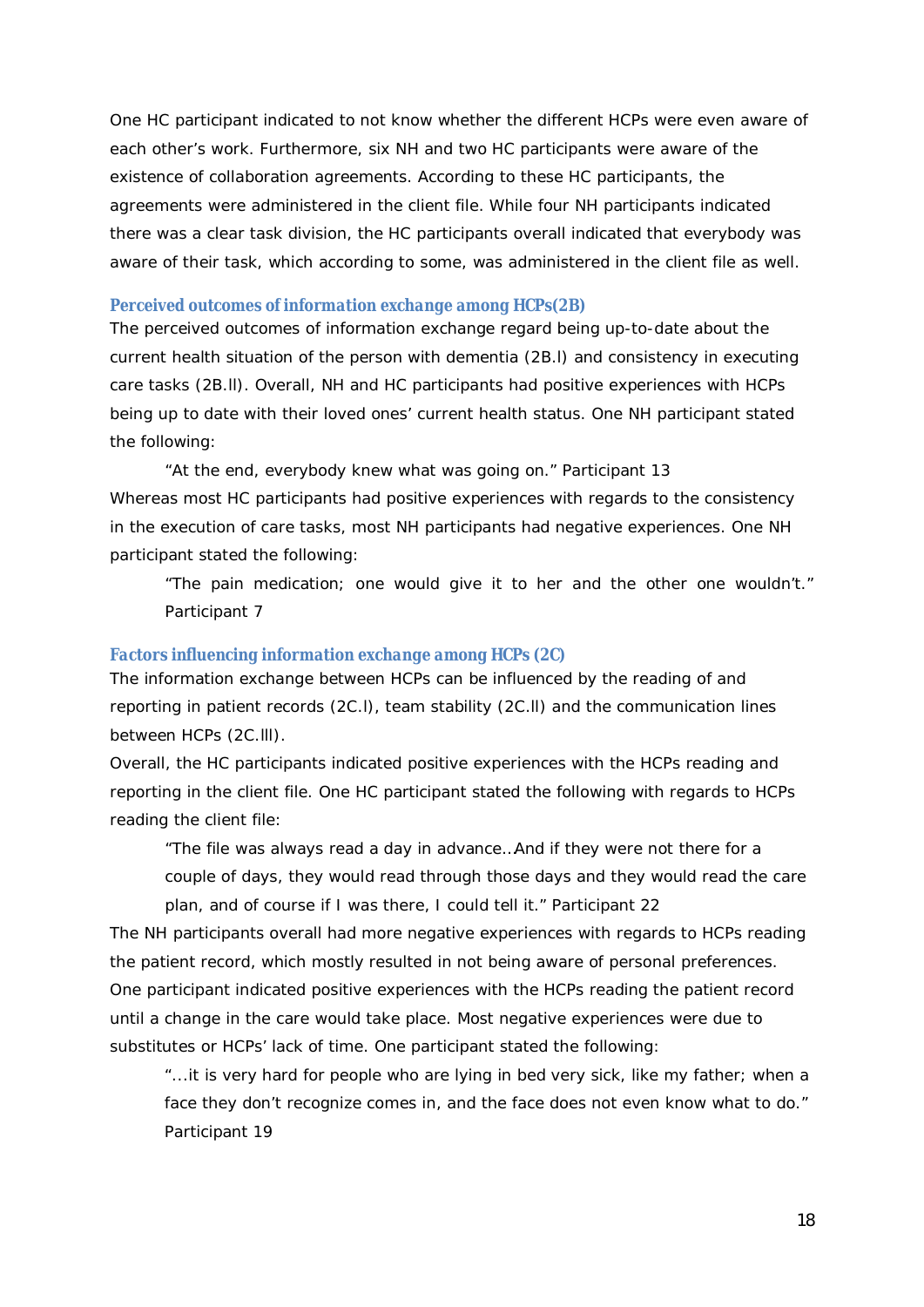One HC participant indicated to not know whether the different HCPs were even aware of each other's work. Furthermore, six NH and two HC participants were aware of the existence of collaboration agreements. According to these HC participants, the agreements were administered in the client file. While four NH participants indicated there was a clear task division, the HC participants overall indicated that everybody was aware of their task, which according to some, was administered in the client file as well.

### Perceived outcomes of information exchange among HCPs(2B)

The perceived outcomes of information exchange regard being up-to-date about the current health situation of the person with dementia (2B.I) and consistency in executing care tasks (2B.II). Overall, NH and HC participants had positive experiences with HCPs being up to date with their loved ones' current health status. One NH participant stated the following:

> "At the end, everybody knew what was going on." Participant 13

Whereas most HC participants had positive experiences with regards to the consistency in the execution of care tasks, most NH participants had negative experiences. One NH participant stated the following:

> "The pain medication; one would give it to her and the other one wouldn't." Participant 7

### Factors influencing information exchange among HCPs (2C)

The information exchange between HCPs can be influenced by the reading of and reporting in patient records (2C.I), team stability (2C.II) and the communication lines between HCPs (2C.III).

Overall, the HC participants indicated positive experiences with the HCPs reading and reporting in the client file. One HC participant stated the following with regards to HCPs reading the client file:

> "The file was always read a day in advance..And if they were not there for a couple of days, they would read through those days and they would read the care plan, and of course if I was there, I could tell it." Participant 22

The NH participants overall had more negative experiences with regards to HCPs reading the patient record, which mostly resulted in not being aware of personal preferences. One participant indicated positive experiences with the HCPs reading the patient record until a change in the care would take place. Most negative experiences were due to substitutes or HCPs' lack of time. One participant stated the following:

> "...it is very hard for people who are lying in bed very sick, like my father; when a face they don't recognize comes in, and the face does not even know what to do." Participant 19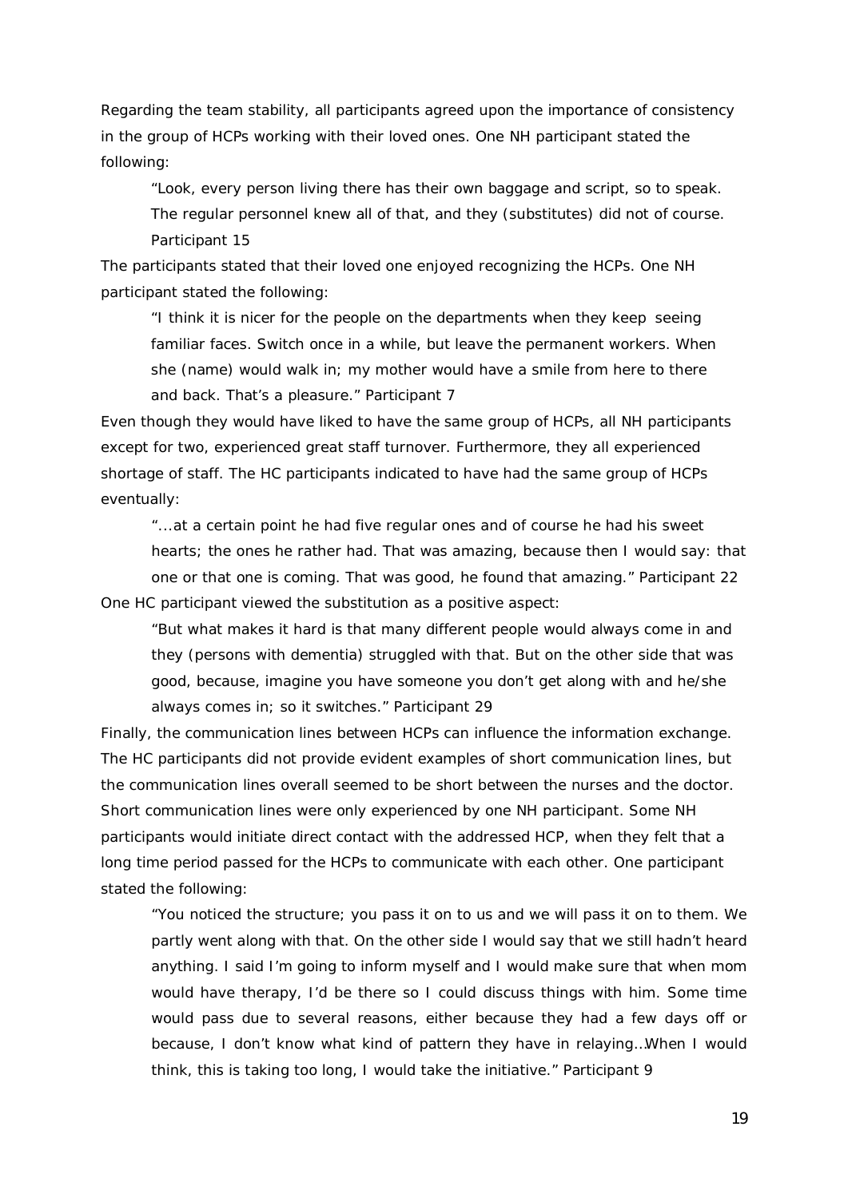Regarding the team stability, all participants agreed upon the importance of consistency in the group of HCPs working with their loved ones. One NH participant stated the following:

> "Look, every person living there has their own baggage and script, so to speak. The regular personnel knew all of that, and they (substitutes) did not of course. Participant 15

The participants stated that their loved one enjoyed recognizing the HCPs. One NH participant stated the following:

> "I think it is nicer for the people on the departments when they keep seeing familiar faces. Switch once in a while, but leave the permanent workers. When she (name) would walk in; my mother would have a smile from here to there and back. That's a pleasure." Participant 7

Even though they would have liked to have the same group of HCPs, all NH participants except for two, experienced great staff turnover. Furthermore, they all experienced shortage of staff. The HC participants indicated to have had the same group of HCPs eventually:

> "...at a certain point he had five regular ones and of course he had his sweet hearts; the ones he rather had. That was amazing, because then I would say: that one or that one is coming. That was good, he found that amazing." Participant 22

One HC participant viewed the substitution as a positive aspect:

> "But what makes it hard is that many different people would always come in and they (persons with dementia) struggled with that. But on the other side that was good, because, imagine you have someone you don't get along with and he/she always comes in; so it switches." Participant 29

Finally, the communication lines between HCPs can influence the information exchange. The HC participants did not provide evident examples of short communication lines, but the communication lines overall seemed to be short between the nurses and the doctor. Short communication lines were only experienced by one NH participant. Some NH participants would initiate direct contact with the addressed HCP, when they felt that a long time period passed for the HCPs to communicate with each other. One participant stated the following:

> "You noticed the structure; you pass it on to us and we will pass it on to them. We partly went along with that. On the other side I would say that we still hadn't heard anything. I said I'm going to inform myself and I would make sure that when mom would have therapy, I'd be there so I could discuss things with him. Some time would pass due to several reasons, either because they had a few days off or because, I don't know what kind of pattern they have in relaying...When I would think, this is taking too long, I would take the initiative." Participant 9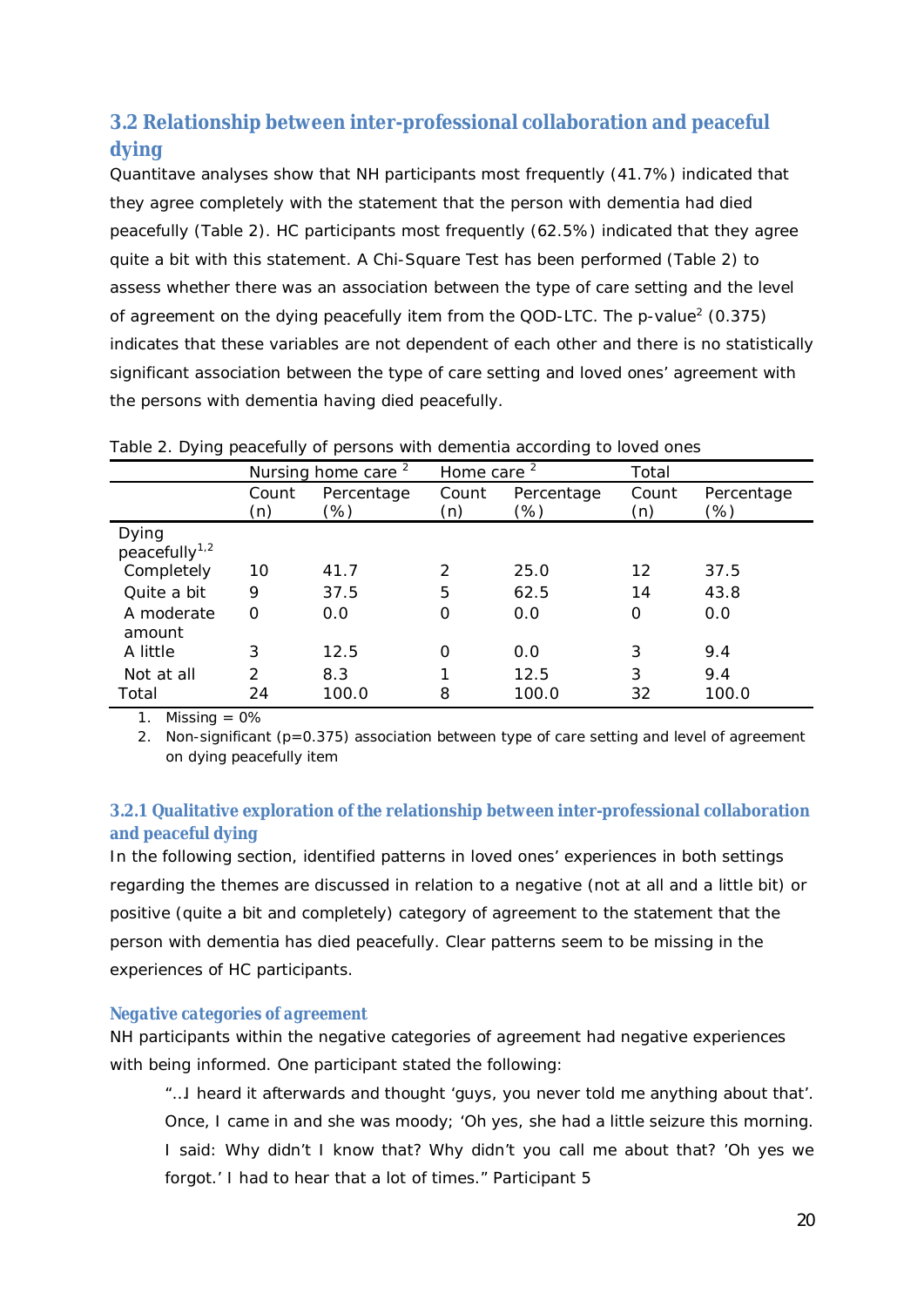## 3.2 Relationship between inter-professional collaboration and peaceful dying

Quantitave analyses show that NH participants most frequently (41.7%) indicated that they agree completely with the statement that the person with dementia had died peacefully (Table 2). HC participants most frequently (62.5%) indicated that they agree quite a bit with this statement. A Chi-Square Test has been performed (Table 2) to assess whether there was an association between the type of care setting and the level of agreement on the dying peacefully item from the QOD-LTC. The p-value[2] (0.375) indicates that these variables are not dependent of each other and there is no statistically significant association between the type of care setting and loved ones' agreement with the persons with dementia having died peacefully.

Table 2. Dying peacefully of persons with dementia according to loved ones

| | Nursing home care [2] | | Home care [2] | | Total | |
|---|---|---|---|---|---|---|
| | Count (n) | Percentage (%) | Count (n) | Percentage (%) | Count (n) | Percentage (%) |
| Dying peacefully[1,2] | | | | | | |
| Completely | 10 | 41.7 | 2 | 25.0 | 12 | 37.5 |
| Quite a bit | 9 | 37.5 | 5 | 62.5 | 14 | 43.8 |
| A moderate amount | 0 | 0.0 | 0 | 0.0 | 0 | 0.0 |
| A little | 3 | 12.5 | 0 | 0.0 | 3 | 9.4 |
| Not at all | 2 | 8.3 | 1 | 12.5 | 3 | 9.4 |
| Total | 24 | 100.0 | 8 | 100.0 | 32 | 100.0 |

1. Missing = 0%
2. Non-significant (p=0.375) association between type of care setting and level of agreement on dying peacefully item

### 3.2.1 Qualitative exploration of the relationship between inter-professional collaboration and peaceful dying

In the following section, identified patterns in loved ones' experiences in both settings regarding the themes are discussed in relation to a negative (not at all and a little bit) or positive (quite a bit and completely) category of agreement to the statement that the person with dementia has died peacefully. Clear patterns seem to be missing in the experiences of HC participants.

#### Negative categories of agreement

NH participants within the negative categories of agreement had negative experiences with being informed. One participant stated the following:

> "…I heard it afterwards and thought 'guys, you never told me anything about that'. Once, I came in and she was moody; 'Oh yes, she had a little seizure this morning. I said: Why didn't I know that? Why didn't you call me about that? 'Oh yes we forgot.' I had to hear that a lot of times." Participant 5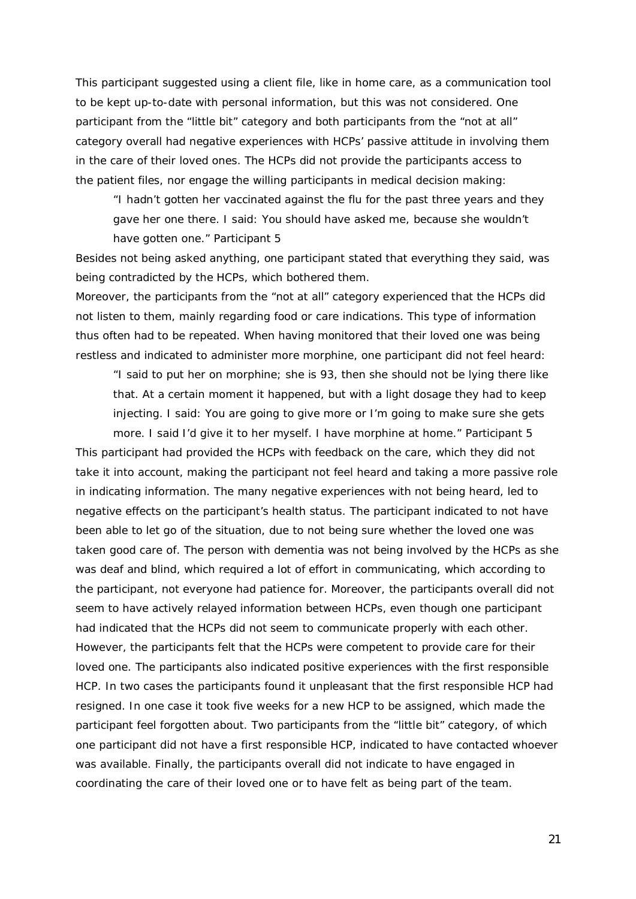This participant suggested using a client file, like in home care, as a communication tool to be kept up-to-date with personal information, but this was not considered. One participant from the "little bit" category and both participants from the "not at all" category overall had negative experiences with HCPs' passive attitude in involving them in the care of their loved ones. The HCPs did not provide the participants access to the patient files, nor engage the willing participants in medical decision making:

> "I hadn't gotten her vaccinated against the flu for the past three years and they gave her one there. I said: You should have asked me, because she wouldn't have gotten one." Participant 5

Besides not being asked anything, one participant stated that everything they said, was being contradicted by the HCPs, which bothered them.

Moreover, the participants from the "not at all" category experienced that the HCPs did not listen to them, mainly regarding food or care indications. This type of information thus often had to be repeated. When having monitored that their loved one was being restless and indicated to administer more morphine, one participant did not feel heard:

> "I said to put her on morphine; she is 93, then she should not be lying there like that. At a certain moment it happened, but with a light dosage they had to keep injecting. I said: You are going to give more or I'm going to make sure she gets more. I said I'd give it to her myself. I have morphine at home." Participant 5

This participant had provided the HCPs with feedback on the care, which they did not take it into account, making the participant not feel heard and taking a more passive role in indicating information. The many negative experiences with not being heard, led to negative effects on the participant's health status. The participant indicated to not have been able to let go of the situation, due to not being sure whether the loved one was taken good care of. The person with dementia was not being involved by the HCPs as she was deaf and blind, which required a lot of effort in communicating, which according to the participant, not everyone had patience for. Moreover, the participants overall did not seem to have actively relayed information between HCPs, even though one participant had indicated that the HCPs did not seem to communicate properly with each other. However, the participants felt that the HCPs were competent to provide care for their loved one. The participants also indicated positive experiences with the first responsible HCP. In two cases the participants found it unpleasant that the first responsible HCP had resigned. In one case it took five weeks for a new HCP to be assigned, which made the participant feel forgotten about. Two participants from the "little bit" category, of which one participant did not have a first responsible HCP, indicated to have contacted whoever was available. Finally, the participants overall did not indicate to have engaged in coordinating the care of their loved one or to have felt as being part of the team.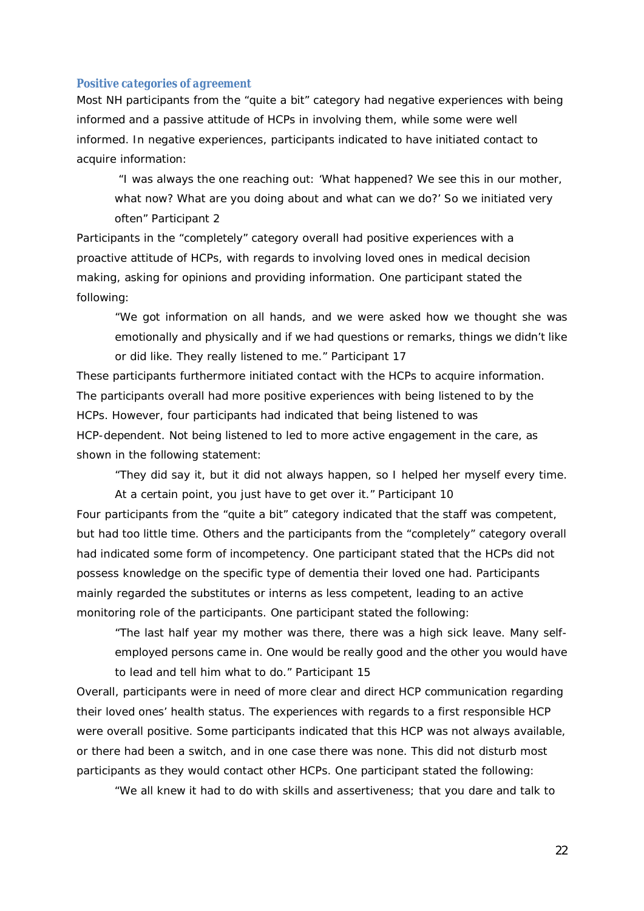### Positive categories of agreement

Most NH participants from the "quite a bit" category had negative experiences with being informed and a passive attitude of HCPs in involving them, while some were well informed. In negative experiences, participants indicated to have initiated contact to acquire information:

> "I was always the one reaching out: 'What happened? We see this in our mother, what now? What are you doing about and what can we do?' So we initiated very often" Participant 2

Participants in the "completely" category overall had positive experiences with a proactive attitude of HCPs, with regards to involving loved ones in medical decision making, asking for opinions and providing information. One participant stated the following:

> "We got information on all hands, and we were asked how we thought she was emotionally and physically and if we had questions or remarks, things we didn't like or did like. They really listened to me." Participant 17

These participants furthermore initiated contact with the HCPs to acquire information. The participants overall had more positive experiences with being listened to by the HCPs. However, four participants had indicated that being listened to was HCP-dependent. Not being listened to led to more active engagement in the care, as shown in the following statement:

> "They did say it, but it did not always happen, so I helped her myself every time. At a certain point, you just have to get over it." Participant 10

Four participants from the "quite a bit" category indicated that the staff was competent, but had too little time. Others and the participants from the "completely" category overall had indicated some form of incompetency. One participant stated that the HCPs did not possess knowledge on the specific type of dementia their loved one had. Participants mainly regarded the substitutes or interns as less competent, leading to an active monitoring role of the participants. One participant stated the following:

> "The last half year my mother was there, there was a high sick leave. Many self-employed persons came in. One would be really good and the other you would have to lead and tell him what to do." Participant 15

Overall, participants were in need of more clear and direct HCP communication regarding their loved ones' health status. The experiences with regards to a first responsible HCP were overall positive. Some participants indicated that this HCP was not always available, or there had been a switch, and in one case there was none. This did not disturb most participants as they would contact other HCPs. One participant stated the following:

> "We all knew it had to do with skills and assertiveness; that you dare and talk to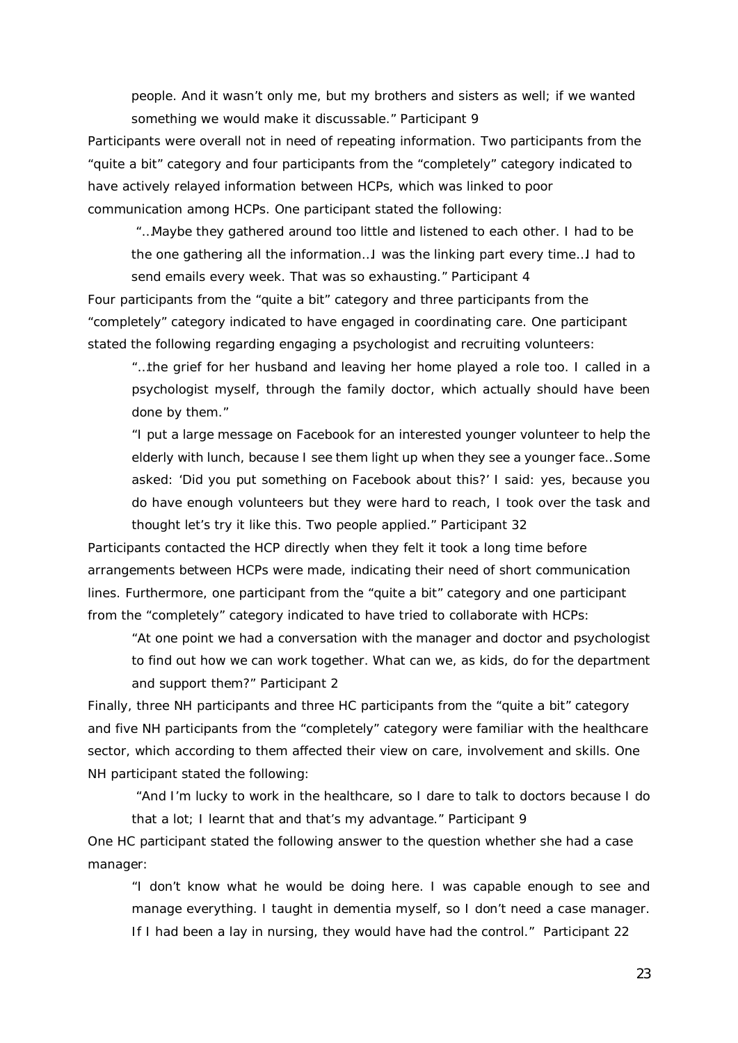people. And it wasn't only me, but my brothers and sisters as well; if we wanted something we would make it discussable." Participant 9

Participants were overall not in need of repeating information. Two participants from the "quite a bit" category and four participants from the "completely" category indicated to have actively relayed information between HCPs, which was linked to poor communication among HCPs. One participant stated the following:

> "…Maybe they gathered around too little and listened to each other. I had to be the one gathering all the information…I was the linking part every time…I had to send emails every week. That was so exhausting." Participant 4

Four participants from the "quite a bit" category and three participants from the "completely" category indicated to have engaged in coordinating care. One participant stated the following regarding engaging a psychologist and recruiting volunteers:

> "…the grief for her husband and leaving her home played a role too. I called in a psychologist myself, through the family doctor, which actually should have been done by them."
>
> "I put a large message on Facebook for an interested younger volunteer to help the elderly with lunch, because I see them light up when they see a younger face…Some asked: 'Did you put something on Facebook about this?' I said: yes, because you do have enough volunteers but they were hard to reach, I took over the task and thought let's try it like this. Two people applied." Participant 32

Participants contacted the HCP directly when they felt it took a long time before arrangements between HCPs were made, indicating their need of short communication lines. Furthermore, one participant from the "quite a bit" category and one participant from the "completely" category indicated to have tried to collaborate with HCPs:

> "At one point we had a conversation with the manager and doctor and psychologist to find out how we can work together. What can we, as kids, do for the department and support them?" Participant 2

Finally, three NH participants and three HC participants from the "quite a bit" category and five NH participants from the "completely" category were familiar with the healthcare sector, which according to them affected their view on care, involvement and skills. One NH participant stated the following:

> "And I'm lucky to work in the healthcare, so I dare to talk to doctors because I do that a lot; I learnt that and that's my advantage." Participant 9

One HC participant stated the following answer to the question whether she had a case manager:

> "I don't know what he would be doing here. I was capable enough to see and manage everything. I taught in dementia myself, so I don't need a case manager. If I had been a lay in nursing, they would have had the control." Participant 22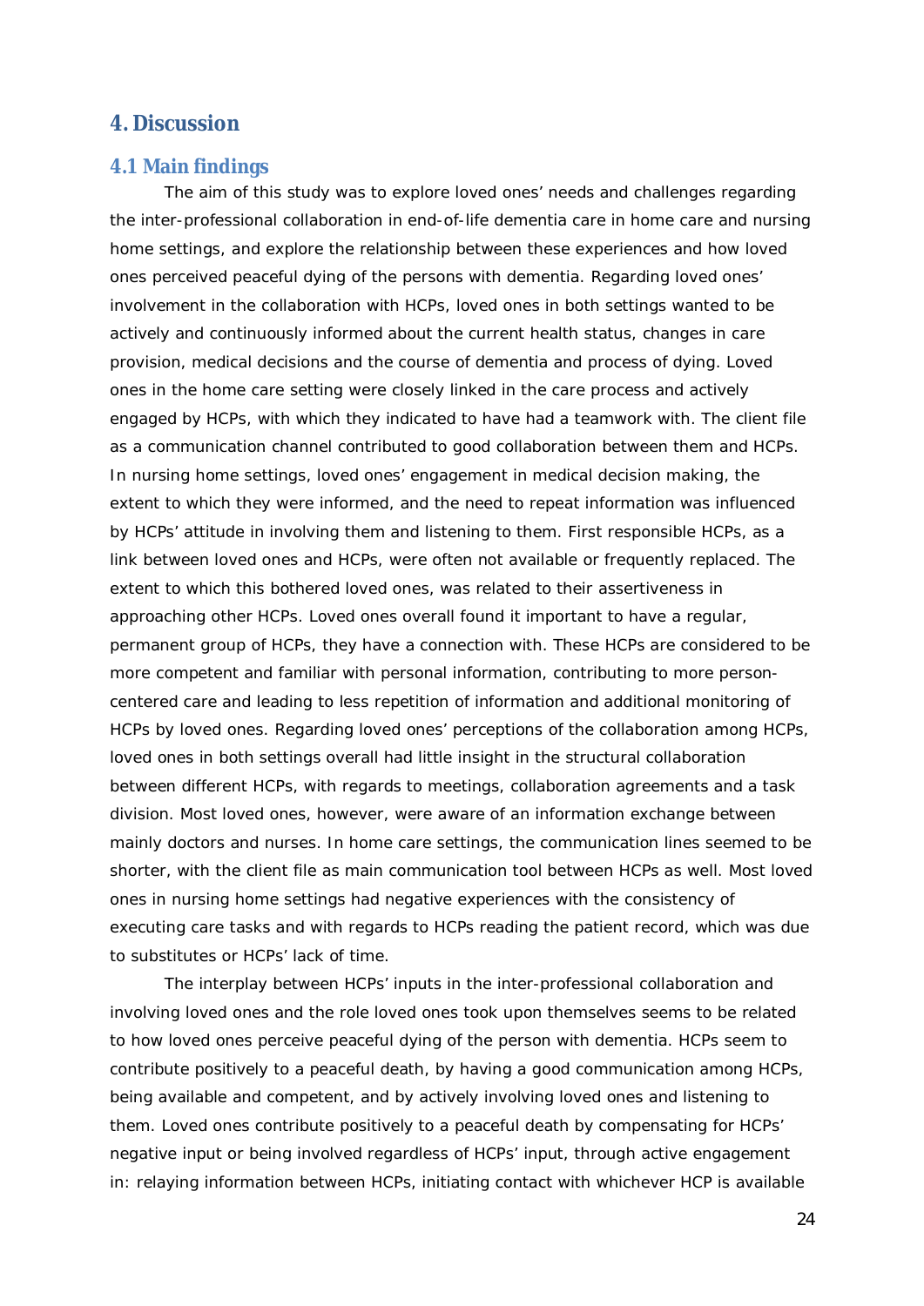# 4. Discussion

## 4.1 Main findings

The aim of this study was to explore loved ones' needs and challenges regarding the inter-professional collaboration in end-of-life dementia care in home care and nursing home settings, and explore the relationship between these experiences and how loved ones perceived peaceful dying of the persons with dementia. Regarding loved ones' involvement in the collaboration with HCPs, loved ones in both settings wanted to be actively and continuously informed about the current health status, changes in care provision, medical decisions and the course of dementia and process of dying. Loved ones in the home care setting were closely linked in the care process and actively engaged by HCPs, with which they indicated to have had a teamwork with. The client file as a communication channel contributed to good collaboration between them and HCPs. In nursing home settings, loved ones' engagement in medical decision making, the extent to which they were informed, and the need to repeat information was influenced by HCPs' attitude in involving them and listening to them. First responsible HCPs, as a link between loved ones and HCPs, were often not available or frequently replaced. The extent to which this bothered loved ones, was related to their assertiveness in approaching other HCPs. Loved ones overall found it important to have a regular, permanent group of HCPs, they have a connection with. These HCPs are considered to be more competent and familiar with personal information, contributing to more person-centered care and leading to less repetition of information and additional monitoring of HCPs by loved ones. Regarding loved ones' perceptions of the collaboration among HCPs, loved ones in both settings overall had little insight in the structural collaboration between different HCPs, with regards to meetings, collaboration agreements and a task division. Most loved ones, however, were aware of an information exchange between mainly doctors and nurses. In home care settings, the communication lines seemed to be shorter, with the client file as main communication tool between HCPs as well. Most loved ones in nursing home settings had negative experiences with the consistency of executing care tasks and with regards to HCPs reading the patient record, which was due to substitutes or HCPs' lack of time.

The interplay between HCPs' inputs in the inter-professional collaboration and involving loved ones and the role loved ones took upon themselves seems to be related to how loved ones perceive peaceful dying of the person with dementia. HCPs seem to contribute positively to a peaceful death, by having a good communication among HCPs, being available and competent, and by actively involving loved ones and listening to them. Loved ones contribute positively to a peaceful death by compensating for HCPs' negative input or being involved regardless of HCPs' input, through active engagement in: relaying information between HCPs, initiating contact with whichever HCP is available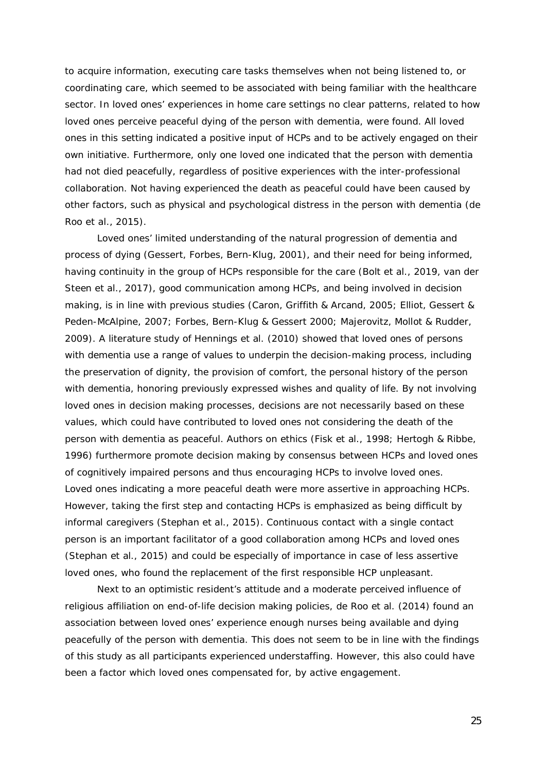to acquire information, executing care tasks themselves when not being listened to, or coordinating care, which seemed to be associated with being familiar with the healthcare sector. In loved ones' experiences in home care settings no clear patterns, related to how loved ones perceive peaceful dying of the person with dementia, were found. All loved ones in this setting indicated a positive input of HCPs and to be actively engaged on their own initiative. Furthermore, only one loved one indicated that the person with dementia had not died peacefully, regardless of positive experiences with the inter-professional collaboration. Not having experienced the death as peaceful could have been caused by other factors, such as physical and psychological distress in the person with dementia (de Roo et al., 2015).

Loved ones' limited understanding of the natural progression of dementia and process of dying (Gessert, Forbes, Bern-Klug, 2001), and their need for being informed, having continuity in the group of HCPs responsible for the care (Bolt et al., 2019, van der Steen et al., 2017), good communication among HCPs, and being involved in decision making, is in line with previous studies (Caron, Griffith & Arcand, 2005; Elliot, Gessert & Peden-McAlpine, 2007; Forbes, Bern-Klug & Gessert 2000; Majerovitz, Mollot & Rudder, 2009). A literature study of Hennings et al. (2010) showed that loved ones of persons with dementia use a range of values to underpin the decision-making process, including the preservation of dignity, the provision of comfort, the personal history of the person with dementia, honoring previously expressed wishes and quality of life. By not involving loved ones in decision making processes, decisions are not necessarily based on these values, which could have contributed to loved ones not considering the death of the person with dementia as peaceful. Authors on ethics (Fisk et al., 1998; Hertogh & Ribbe, 1996) furthermore promote decision making by consensus between HCPs and loved ones of cognitively impaired persons and thus encouraging HCPs to involve loved ones. Loved ones indicating a more peaceful death were more assertive in approaching HCPs. However, taking the first step and contacting HCPs is emphasized as being difficult by informal caregivers (Stephan et al., 2015). Continuous contact with a single contact person is an important facilitator of a good collaboration among HCPs and loved ones (Stephan et al., 2015) and could be especially of importance in case of less assertive loved ones, who found the replacement of the first responsible HCP unpleasant.

Next to an optimistic resident's attitude and a moderate perceived influence of religious affiliation on end-of-life decision making policies, de Roo et al. (2014) found an association between loved ones' experience enough nurses being available and dying peacefully of the person with dementia. This does not seem to be in line with the findings of this study as all participants experienced understaffing. However, this also could have been a factor which loved ones compensated for, by active engagement.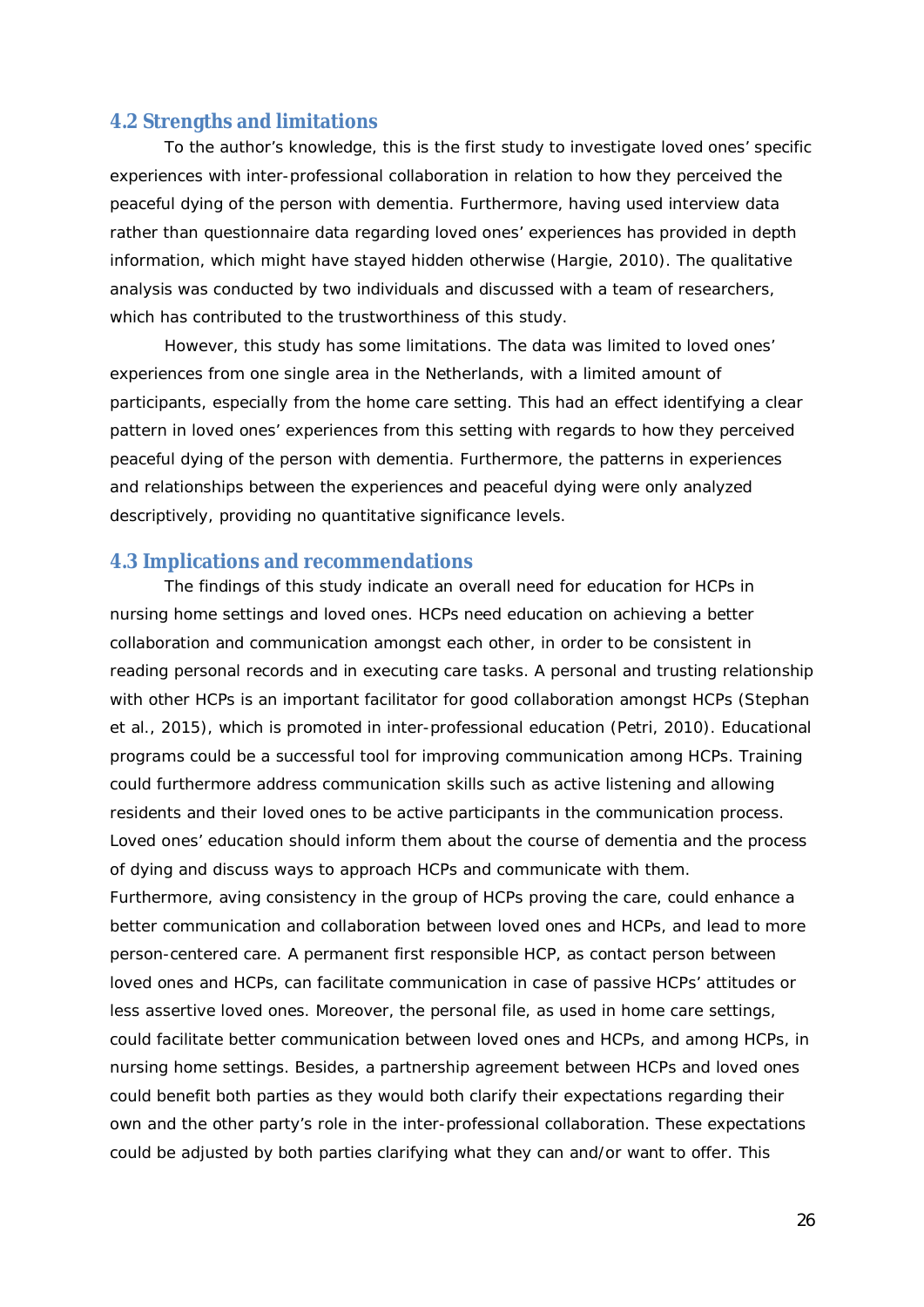## 4.2 Strengths and limitations

To the author's knowledge, this is the first study to investigate loved ones' specific experiences with inter-professional collaboration in relation to how they perceived the peaceful dying of the person with dementia. Furthermore, having used interview data rather than questionnaire data regarding loved ones' experiences has provided in depth information, which might have stayed hidden otherwise (Hargie, 2010). The qualitative analysis was conducted by two individuals and discussed with a team of researchers, which has contributed to the trustworthiness of this study.

However, this study has some limitations. The data was limited to loved ones' experiences from one single area in the Netherlands, with a limited amount of participants, especially from the home care setting. This had an effect identifying a clear pattern in loved ones' experiences from this setting with regards to how they perceived peaceful dying of the person with dementia. Furthermore, the patterns in experiences and relationships between the experiences and peaceful dying were only analyzed descriptively, providing no quantitative significance levels.

## 4.3 Implications and recommendations

The findings of this study indicate an overall need for education for HCPs in nursing home settings and loved ones. HCPs need education on achieving a better collaboration and communication amongst each other, in order to be consistent in reading personal records and in executing care tasks. A personal and trusting relationship with other HCPs is an important facilitator for good collaboration amongst HCPs (Stephan et al., 2015), which is promoted in inter-professional education (Petri, 2010). Educational programs could be a successful tool for improving communication among HCPs. Training could furthermore address communication skills such as active listening and allowing residents and their loved ones to be active participants in the communication process. Loved ones' education should inform them about the course of dementia and the process of dying and discuss ways to approach HCPs and communicate with them. Furthermore, aving consistency in the group of HCPs proving the care, could enhance a better communication and collaboration between loved ones and HCPs, and lead to more person-centered care. A permanent first responsible HCP, as contact person between loved ones and HCPs, can facilitate communication in case of passive HCPs' attitudes or less assertive loved ones. Moreover, the personal file, as used in home care settings, could facilitate better communication between loved ones and HCPs, and among HCPs, in nursing home settings. Besides, a partnership agreement between HCPs and loved ones could benefit both parties as they would both clarify their expectations regarding their own and the other party's role in the inter-professional collaboration. These expectations could be adjusted by both parties clarifying what they can and/or want to offer. This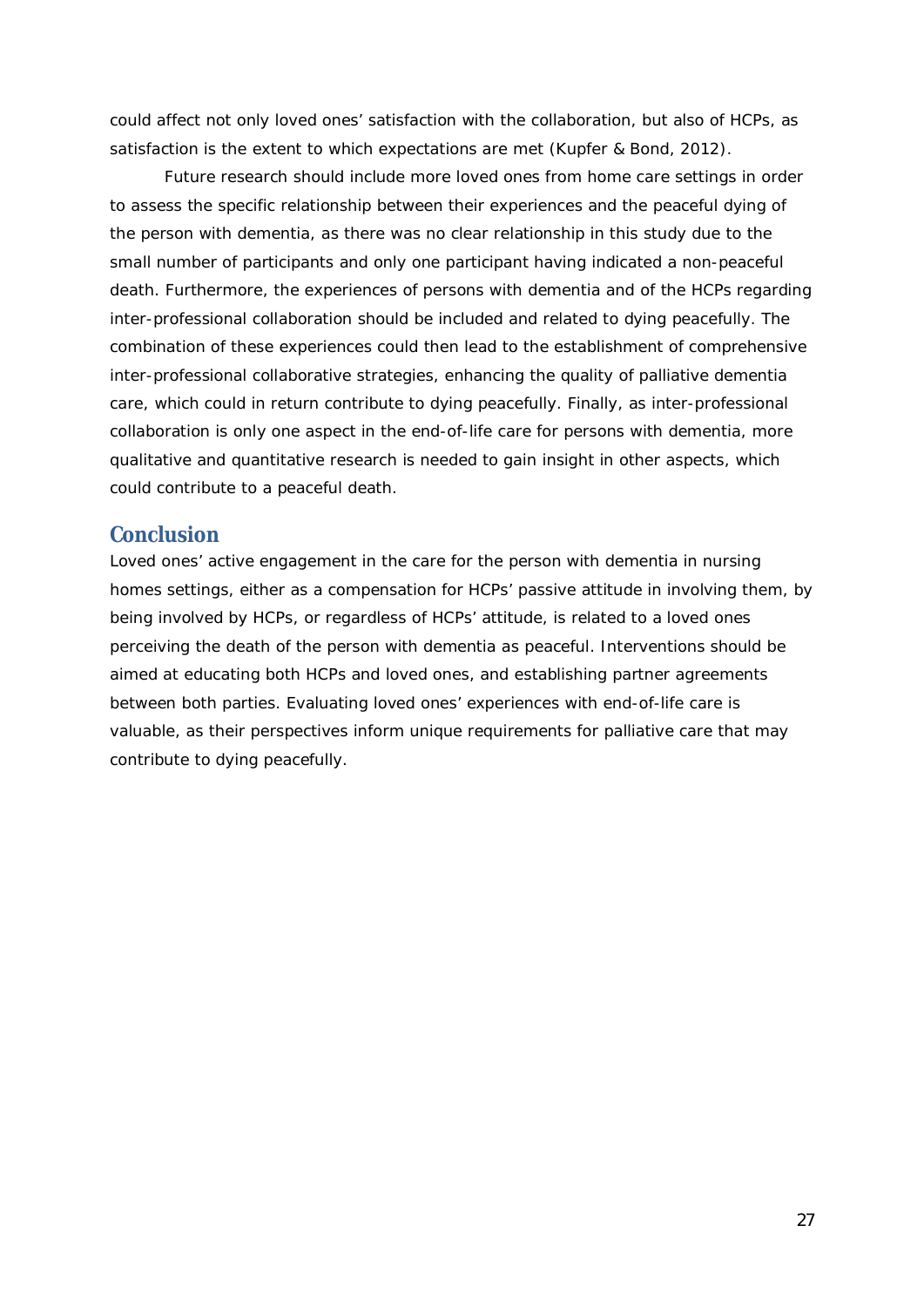could affect not only loved ones' satisfaction with the collaboration, but also of HCPs, as satisfaction is the extent to which expectations are met (Kupfer & Bond, 2012).

Future research should include more loved ones from home care settings in order to assess the specific relationship between their experiences and the peaceful dying of the person with dementia, as there was no clear relationship in this study due to the small number of participants and only one participant having indicated a non-peaceful death. Furthermore, the experiences of persons with dementia and of the HCPs regarding inter-professional collaboration should be included and related to dying peacefully. The combination of these experiences could then lead to the establishment of comprehensive inter-professional collaborative strategies, enhancing the quality of palliative dementia care, which could in return contribute to dying peacefully. Finally, as inter-professional collaboration is only one aspect in the end-of-life care for persons with dementia, more qualitative and quantitative research is needed to gain insight in other aspects, which could contribute to a peaceful death.

## Conclusion

Loved ones' active engagement in the care for the person with dementia in nursing homes settings, either as a compensation for HCPs' passive attitude in involving them, by being involved by HCPs, or regardless of HCPs' attitude, is related to a loved ones perceiving the death of the person with dementia as peaceful. Interventions should be aimed at educating both HCPs and loved ones, and establishing partner agreements between both parties. Evaluating loved ones' experiences with end-of-life care is valuable, as their perspectives inform unique requirements for palliative care that may contribute to dying peacefully.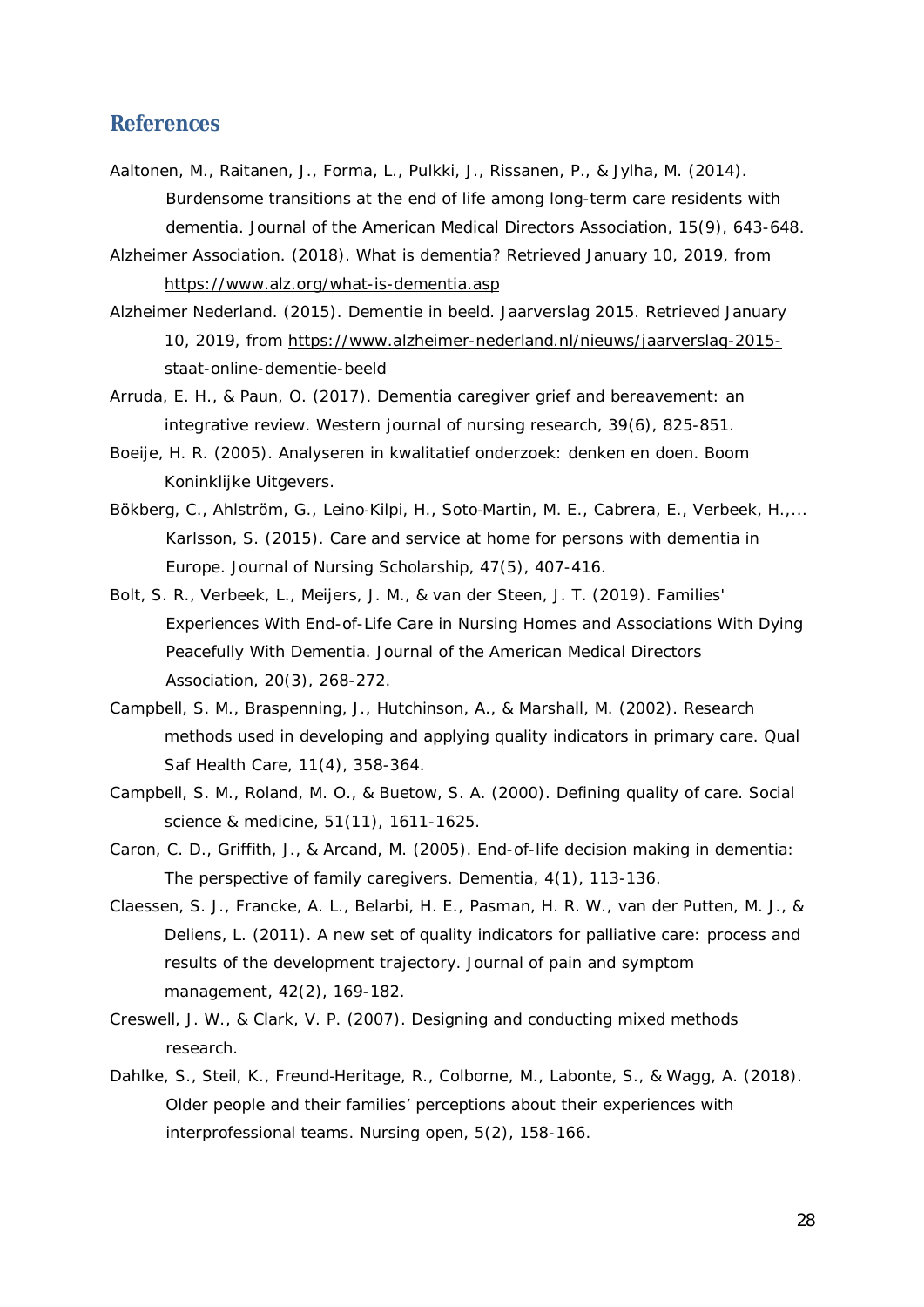## References

Aaltonen, M., Raitanen, J., Forma, L., Pulkki, J., Rissanen, P., & Jylha, M. (2014). Burdensome transitions at the end of life among long-term care residents with dementia. Journal of the American Medical Directors Association, 15(9), 643-648.

Alzheimer Association. (2018). What is dementia? Retrieved January 10, 2019, from https://www.alz.org/what-is-dementia.asp

Alzheimer Nederland. (2015). Dementie in beeld. Jaarverslag 2015. Retrieved January 10, 2019, from https://www.alzheimer-nederland.nl/nieuws/jaarverslag-2015-staat-online-dementie-beeld

Arruda, E. H., & Paun, O. (2017). Dementia caregiver grief and bereavement: an integrative review. Western journal of nursing research, 39(6), 825-851.

Boeije, H. R. (2005). Analyseren in kwalitatief onderzoek: denken en doen. Boom Koninklijke Uitgevers.

Bökberg, C., Ahlström, G., Leino-Kilpi, H., Soto-Martin, M. E., Cabrera, E., Verbeek, H.,... Karlsson, S. (2015). Care and service at home for persons with dementia in Europe. Journal of Nursing Scholarship, 47(5), 407-416.

Bolt, S. R., Verbeek, L., Meijers, J. M., & van der Steen, J. T. (2019). Families' Experiences With End-of-Life Care in Nursing Homes and Associations With Dying Peacefully With Dementia. Journal of the American Medical Directors Association, 20(3), 268-272.

Campbell, S. M., Braspenning, J., Hutchinson, A., & Marshall, M. (2002). Research methods used in developing and applying quality indicators in primary care. Qual Saf Health Care, 11(4), 358-364.

Campbell, S. M., Roland, M. O., & Buetow, S. A. (2000). Defining quality of care. Social science & medicine, 51(11), 1611-1625.

Caron, C. D., Griffith, J., & Arcand, M. (2005). End-of-life decision making in dementia: The perspective of family caregivers. Dementia, 4(1), 113-136.

Claessen, S. J., Francke, A. L., Belarbi, H. E., Pasman, H. R. W., van der Putten, M. J., & Deliens, L. (2011). A new set of quality indicators for palliative care: process and results of the development trajectory. Journal of pain and symptom management, 42(2), 169-182.

Creswell, J. W., & Clark, V. P. (2007). Designing and conducting mixed methods research.

Dahlke, S., Steil, K., Freund-Heritage, R., Colborne, M., Labonte, S., & Wagg, A. (2018). Older people and their families' perceptions about their experiences with interprofessional teams. Nursing open, 5(2), 158-166.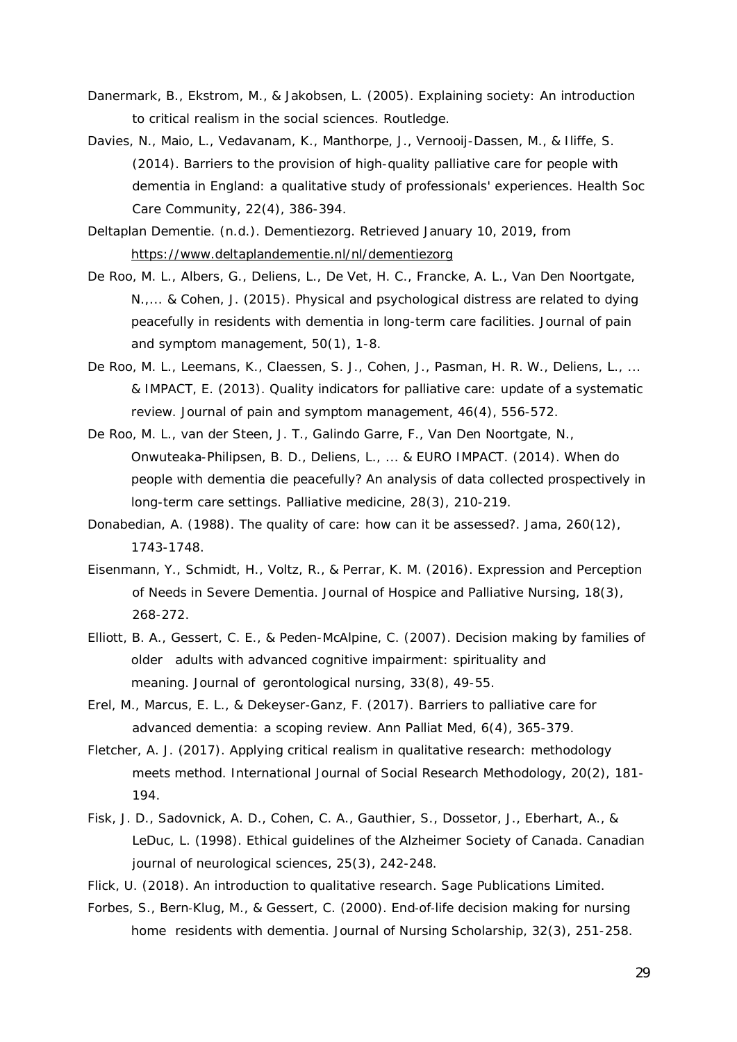Danermark, B., Ekstrom, M., & Jakobsen, L. (2005). Explaining society: An introduction to critical realism in the social sciences. Routledge.

Davies, N., Maio, L., Vedavanam, K., Manthorpe, J., Vernooij-Dassen, M., & Iliffe, S. (2014). Barriers to the provision of high-quality palliative care for people with dementia in England: a qualitative study of professionals' experiences. Health Soc Care Community, 22(4), 386-394.

Deltaplan Dementie. (n.d.). Dementiezorg. Retrieved January 10, 2019, from https://www.deltaplandementie.nl/nl/dementiezorg

De Roo, M. L., Albers, G., Deliens, L., De Vet, H. C., Francke, A. L., Van Den Noortgate, N.,... & Cohen, J. (2015). Physical and psychological distress are related to dying peacefully in residents with dementia in long-term care facilities. Journal of pain and symptom management, 50(1), 1-8.

De Roo, M. L., Leemans, K., Claessen, S. J., Cohen, J., Pasman, H. R. W., Deliens, L., ... & IMPACT, E. (2013). Quality indicators for palliative care: update of a systematic review. Journal of pain and symptom management, 46(4), 556-572.

De Roo, M. L., van der Steen, J. T., Galindo Garre, F., Van Den Noortgate, N., Onwuteaka-Philipsen, B. D., Deliens, L., ... & EURO IMPACT. (2014). When do people with dementia die peacefully? An analysis of data collected prospectively in long-term care settings. Palliative medicine, 28(3), 210-219.

Donabedian, A. (1988). The quality of care: how can it be assessed?. Jama, 260(12), 1743-1748.

Eisenmann, Y., Schmidt, H., Voltz, R., & Perrar, K. M. (2016). Expression and Perception of Needs in Severe Dementia. Journal of Hospice and Palliative Nursing, 18(3), 268-272.

Elliott, B. A., Gessert, C. E., & Peden-McAlpine, C. (2007). Decision making by families of older adults with advanced cognitive impairment: spirituality and meaning. Journal of gerontological nursing, 33(8), 49-55.

Erel, M., Marcus, E. L., & Dekeyser-Ganz, F. (2017). Barriers to palliative care for advanced dementia: a scoping review. Ann Palliat Med, 6(4), 365-379.

Fletcher, A. J. (2017). Applying critical realism in qualitative research: methodology meets method. International Journal of Social Research Methodology, 20(2), 181-194.

Fisk, J. D., Sadovnick, A. D., Cohen, C. A., Gauthier, S., Dossetor, J., Eberhart, A., & LeDuc, L. (1998). Ethical guidelines of the Alzheimer Society of Canada. Canadian journal of neurological sciences, 25(3), 242-248.

Flick, U. (2018). An introduction to qualitative research. Sage Publications Limited.

Forbes, S., Bern-Klug, M., & Gessert, C. (2000). End-of-life decision making for nursing home residents with dementia. Journal of Nursing Scholarship, 32(3), 251-258.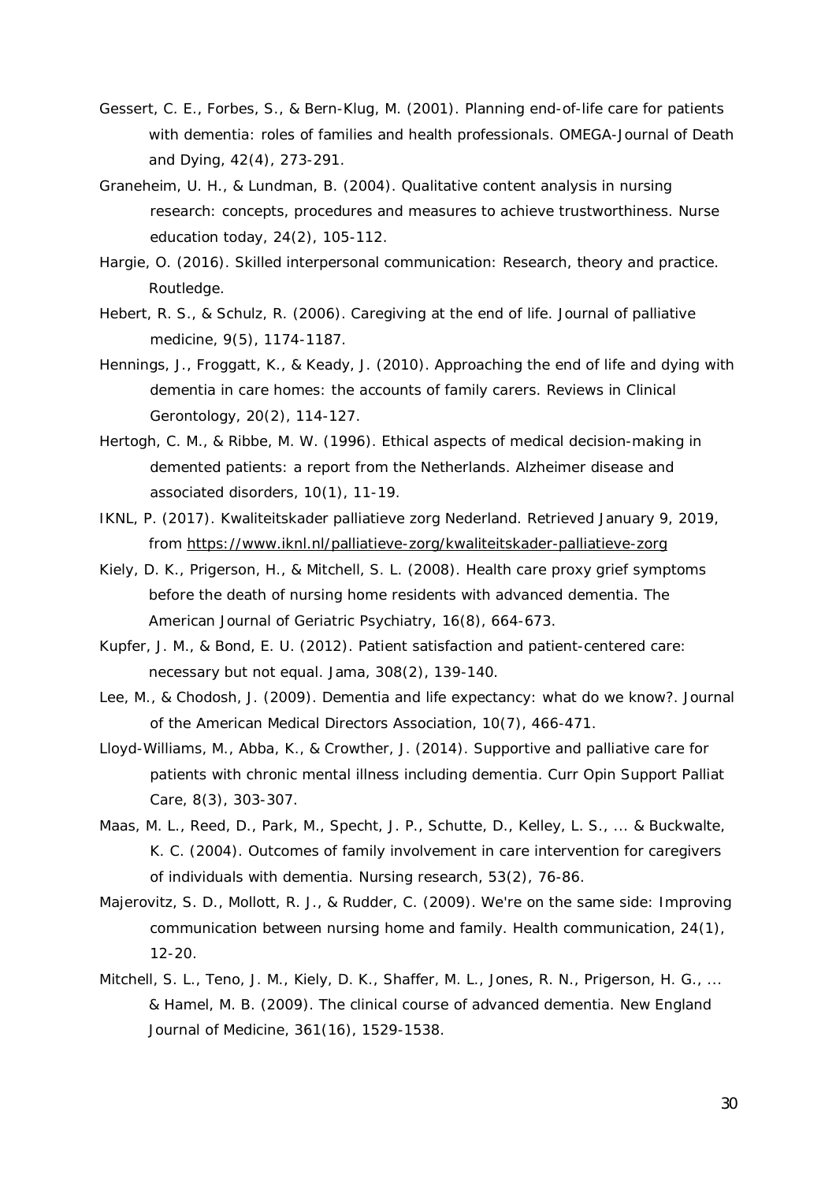Gessert, C. E., Forbes, S., & Bern-Klug, M. (2001). Planning end-of-life care for patients with dementia: roles of families and health professionals. OMEGA-Journal of Death and Dying, 42(4), 273-291.

Graneheim, U. H., & Lundman, B. (2004). Qualitative content analysis in nursing research: concepts, procedures and measures to achieve trustworthiness. Nurse education today, 24(2), 105-112.

Hargie, O. (2016). Skilled interpersonal communication: Research, theory and practice. Routledge.

Hebert, R. S., & Schulz, R. (2006). Caregiving at the end of life. Journal of palliative medicine, 9(5), 1174-1187.

Hennings, J., Froggatt, K., & Keady, J. (2010). Approaching the end of life and dying with dementia in care homes: the accounts of family carers. Reviews in Clinical Gerontology, 20(2), 114-127.

Hertogh, C. M., & Ribbe, M. W. (1996). Ethical aspects of medical decision-making in demented patients: a report from the Netherlands. Alzheimer disease and associated disorders, 10(1), 11-19.

IKNL, P. (2017). Kwaliteitskader palliatieve zorg Nederland. Retrieved January 9, 2019, from https://www.iknl.nl/palliatieve-zorg/kwaliteitskader-palliatieve-zorg

Kiely, D. K., Prigerson, H., & Mitchell, S. L. (2008). Health care proxy grief symptoms before the death of nursing home residents with advanced dementia. The American Journal of Geriatric Psychiatry, 16(8), 664-673.

Kupfer, J. M., & Bond, E. U. (2012). Patient satisfaction and patient-centered care: necessary but not equal. Jama, 308(2), 139-140.

Lee, M., & Chodosh, J. (2009). Dementia and life expectancy: what do we know?. Journal of the American Medical Directors Association, 10(7), 466-471.

Lloyd-Williams, M., Abba, K., & Crowther, J. (2014). Supportive and palliative care for patients with chronic mental illness including dementia. Curr Opin Support Palliat Care, 8(3), 303-307.

Maas, M. L., Reed, D., Park, M., Specht, J. P., Schutte, D., Kelley, L. S., ... & Buckwalte, K. C. (2004). Outcomes of family involvement in care intervention for caregivers of individuals with dementia. Nursing research, 53(2), 76-86.

Majerovitz, S. D., Mollott, R. J., & Rudder, C. (2009). We're on the same side: Improving communication between nursing home and family. Health communication, 24(1), 12-20.

Mitchell, S. L., Teno, J. M., Kiely, D. K., Shaffer, M. L., Jones, R. N., Prigerson, H. G., ... & Hamel, M. B. (2009). The clinical course of advanced dementia. New England Journal of Medicine, 361(16), 1529-1538.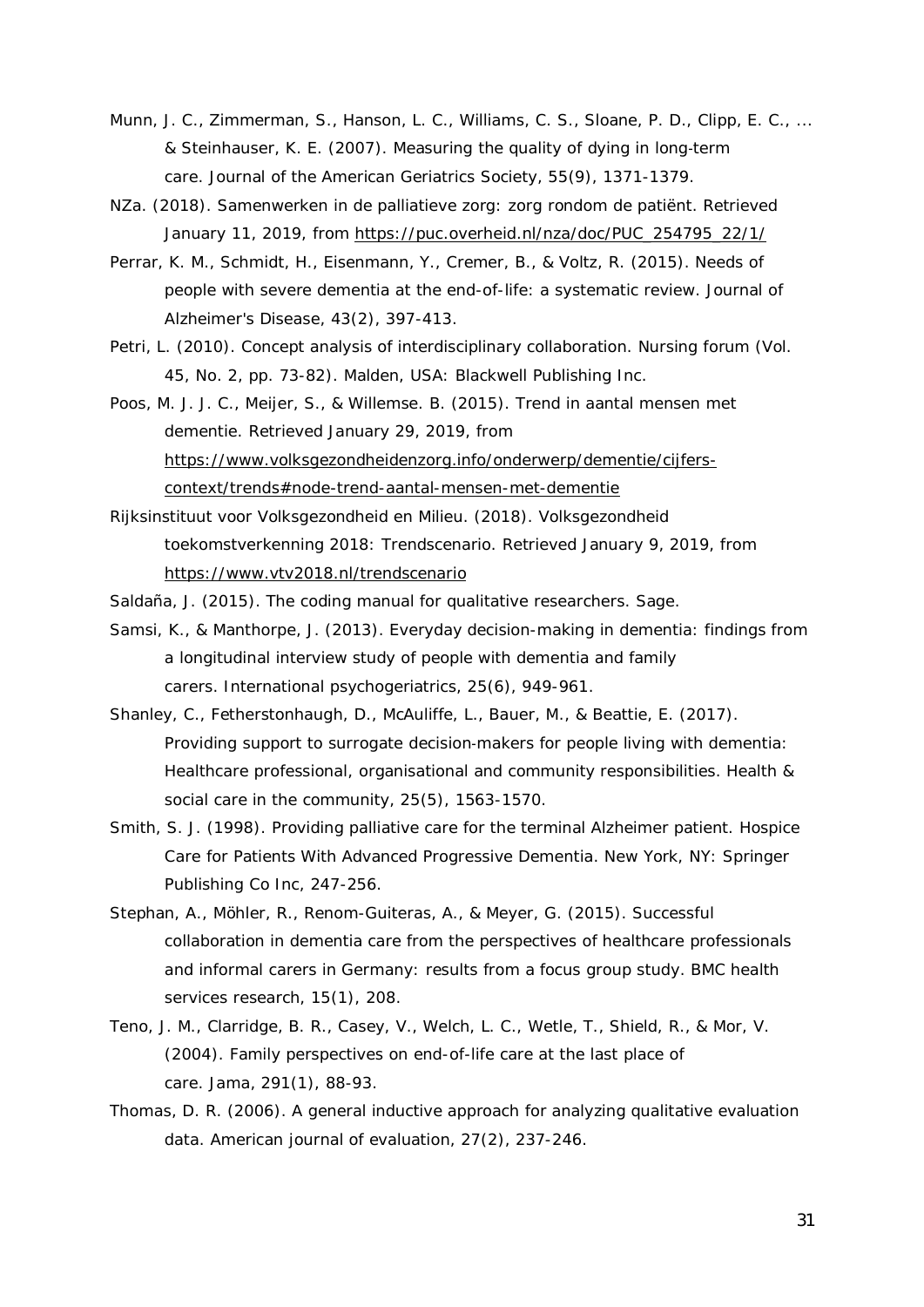Munn, J. C., Zimmerman, S., Hanson, L. C., Williams, C. S., Sloane, P. D., Clipp, E. C., ... & Steinhauser, K. E. (2007). Measuring the quality of dying in long-term care. Journal of the American Geriatrics Society, 55(9), 1371-1379.

NZa. (2018). Samenwerken in de palliatieve zorg: zorg rondom de patiënt. Retrieved January 11, 2019, from https://puc.overheid.nl/nza/doc/PUC_254795_22/1/

Perrar, K. M., Schmidt, H., Eisenmann, Y., Cremer, B., & Voltz, R. (2015). Needs of people with severe dementia at the end-of-life: a systematic review. Journal of Alzheimer's Disease, 43(2), 397-413.

Petri, L. (2010). Concept analysis of interdisciplinary collaboration. Nursing forum (Vol. 45, No. 2, pp. 73-82). Malden, USA: Blackwell Publishing Inc.

Poos, M. J. J. C., Meijer, S., & Willemse. B. (2015). Trend in aantal mensen met dementie. Retrieved January 29, 2019, from https://www.volksgezondheidenzorg.info/onderwerp/dementie/cijfers-context/trends#node-trend-aantal-mensen-met-dementie

Rijksinstituut voor Volksgezondheid en Milieu. (2018). Volksgezondheid toekomstverkenning 2018: Trendscenario. Retrieved January 9, 2019, from https://www.vtv2018.nl/trendscenario

Saldaña, J. (2015). The coding manual for qualitative researchers. Sage.

Samsi, K., & Manthorpe, J. (2013). Everyday decision-making in dementia: findings from a longitudinal interview study of people with dementia and family carers. International psychogeriatrics, 25(6), 949-961.

Shanley, C., Fetherstonhaugh, D., McAuliffe, L., Bauer, M., & Beattie, E. (2017). Providing support to surrogate decision-makers for people living with dementia: Healthcare professional, organisational and community responsibilities. Health & social care in the community, 25(5), 1563-1570.

Smith, S. J. (1998). Providing palliative care for the terminal Alzheimer patient. Hospice Care for Patients With Advanced Progressive Dementia. New York, NY: Springer Publishing Co Inc, 247-256.

Stephan, A., Möhler, R., Renom-Guiteras, A., & Meyer, G. (2015). Successful collaboration in dementia care from the perspectives of healthcare professionals and informal carers in Germany: results from a focus group study. BMC health services research, 15(1), 208.

Teno, J. M., Clarridge, B. R., Casey, V., Welch, L. C., Wetle, T., Shield, R., & Mor, V. (2004). Family perspectives on end-of-life care at the last place of care. Jama, 291(1), 88-93.

Thomas, D. R. (2006). A general inductive approach for analyzing qualitative evaluation data. American journal of evaluation, 27(2), 237-246.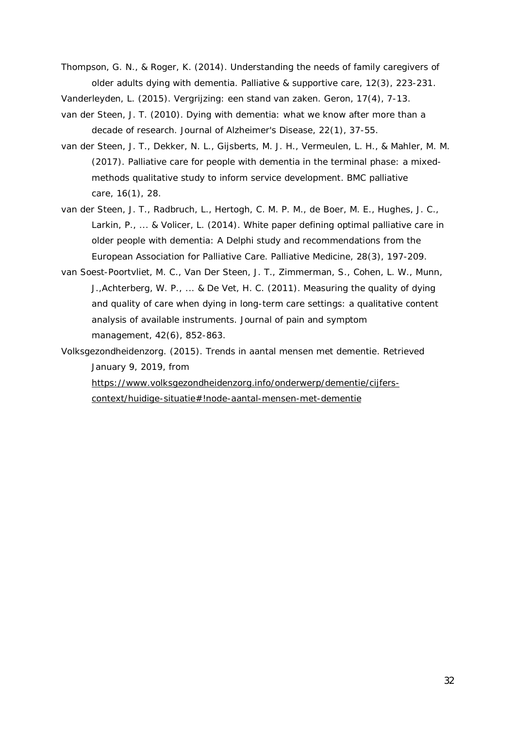Thompson, G. N., & Roger, K. (2014). Understanding the needs of family caregivers of older adults dying with dementia. Palliative & supportive care, 12(3), 223-231.

Vanderleyden, L. (2015). Vergrijzing: een stand van zaken. Geron, 17(4), 7-13.

van der Steen, J. T. (2010). Dying with dementia: what we know after more than a decade of research. Journal of Alzheimer's Disease, 22(1), 37-55.

van der Steen, J. T., Dekker, N. L., Gijsberts, M. J. H., Vermeulen, L. H., & Mahler, M. M. (2017). Palliative care for people with dementia in the terminal phase: a mixed-methods qualitative study to inform service development. BMC palliative care, 16(1), 28.

van der Steen, J. T., Radbruch, L., Hertogh, C. M. P. M., de Boer, M. E., Hughes, J. C., Larkin, P., ... & Volicer, L. (2014). White paper defining optimal palliative care in older people with dementia: A Delphi study and recommendations from the European Association for Palliative Care. Palliative Medicine, 28(3), 197-209.

van Soest-Poortvliet, M. C., Van Der Steen, J. T., Zimmerman, S., Cohen, L. W., Munn, J.,Achterberg, W. P., ... & De Vet, H. C. (2011). Measuring the quality of dying and quality of care when dying in long-term care settings: a qualitative content analysis of available instruments. Journal of pain and symptom management, 42(6), 852-863.

Volksgezondheidenzorg. (2015). Trends in aantal mensen met dementie. Retrieved January 9, 2019, from https://www.volksgezondheidenzorg.info/onderwerp/dementie/cijfers-context/huidige-situatie#!node-aantal-mensen-met-dementie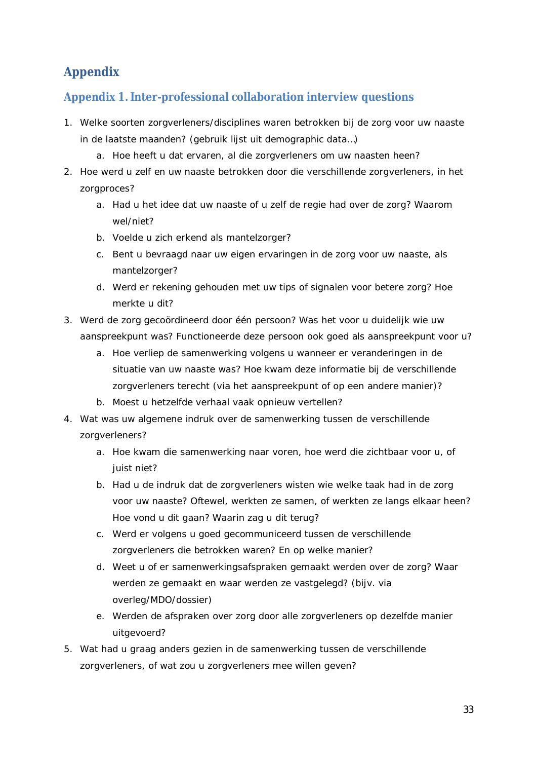# Appendix

## Appendix 1. Inter-professional collaboration interview questions

1. Welke soorten zorgverleners/disciplines waren betrokken bij de zorg voor uw naaste in de laatste maanden? (gebruik lijst uit demographic data…)
    a. Hoe heeft u dat ervaren, al die zorgverleners om uw naasten heen?
2. Hoe werd u zelf en uw naaste betrokken door die verschillende zorgverleners, in het zorgproces?
    a. Had u het idee dat uw naaste of u zelf de regie had over de zorg? Waarom wel/niet?
    b. Voelde u zich erkend als mantelzorger?
    c. Bent u bevraagd naar uw eigen ervaringen in de zorg voor uw naaste, als mantelzorger?
    d. Werd er rekening gehouden met uw tips of signalen voor betere zorg? Hoe merkte u dit?
3. Werd de zorg gecoördineerd door één persoon? Was het voor u duidelijk wie uw aanspreekpunt was? Functioneerde deze persoon ook goed als aanspreekpunt voor u?
    a. Hoe verliep de samenwerking volgens u wanneer er veranderingen in de situatie van uw naaste was? Hoe kwam deze informatie bij de verschillende zorgverleners terecht (via het aanspreekpunt of op een andere manier)?
    b. Moest u hetzelfde verhaal vaak opnieuw vertellen?
4. Wat was uw algemene indruk over de samenwerking tussen de verschillende zorgverleners?
    a. Hoe kwam die samenwerking naar voren, hoe werd die zichtbaar voor u, of juist niet?
    b. Had u de indruk dat de zorgverleners wisten wie welke taak had in de zorg voor uw naaste? Oftewel, werkten ze samen, of werkten ze langs elkaar heen? Hoe vond u dit gaan? Waarin zag u dit terug?
    c. Werd er volgens u goed gecommuniceerd tussen de verschillende zorgverleners die betrokken waren? En op welke manier?
    d. Weet u of er samenwerkingsafspraken gemaakt werden over de zorg? Waar werden ze gemaakt en waar werden ze vastgelegd? (bijv. via overleg/MDO/dossier)
    e. Werden de afspraken over zorg door alle zorgverleners op dezelfde manier uitgevoerd?
5. Wat had u graag anders gezien in de samenwerking tussen de verschillende zorgverleners, of wat zou u zorgverleners mee willen geven?